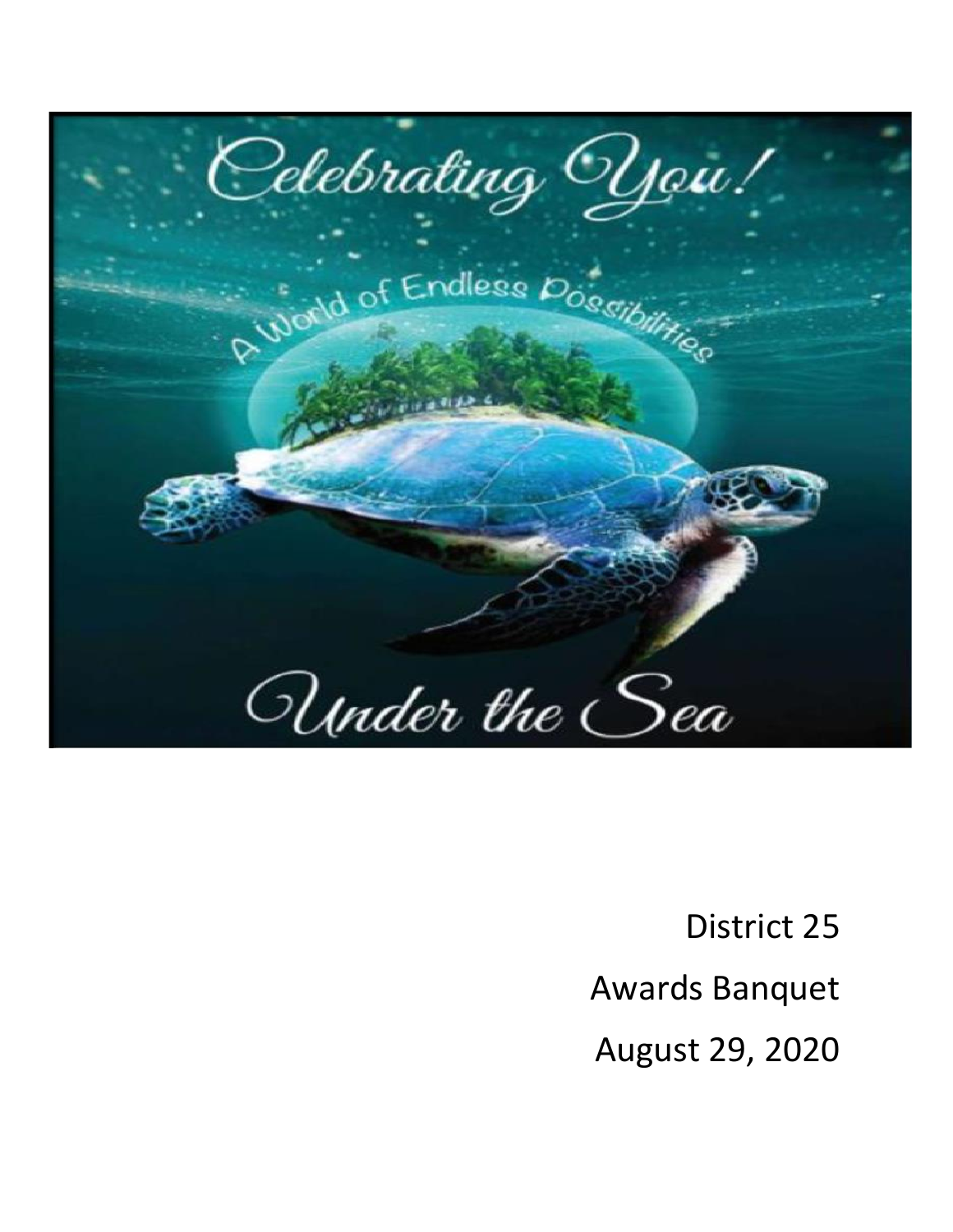Celebrating You!

A World of Endless Possibilities

Under the Sea

District 25

Awards Banquet

August 29, 2020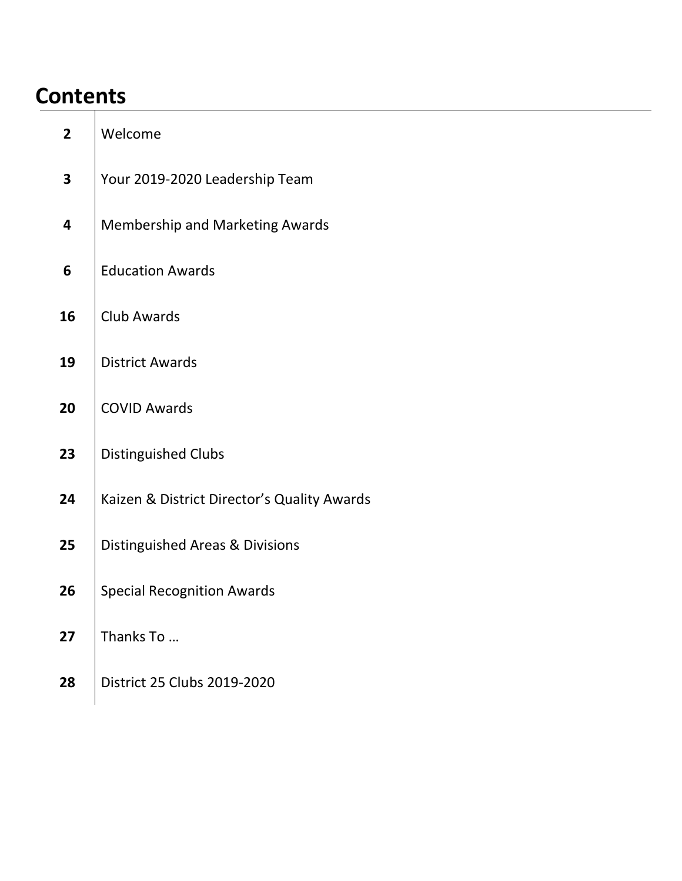# Contents

| | |
|---|---|
| **2** | Welcome |
| **3** | Your 2019-2020 Leadership Team |
| **4** | Membership and Marketing Awards |
| **6** | Education Awards |
| **16** | Club Awards |
| **19** | District Awards |
| **20** | COVID Awards |
| **23** | Distinguished Clubs |
| **24** | Kaizen & District Director's Quality Awards |
| **25** | Distinguished Areas & Divisions |
| **26** | Special Recognition Awards |
| **27** | Thanks To … |
| **28** | District 25 Clubs 2019-2020 |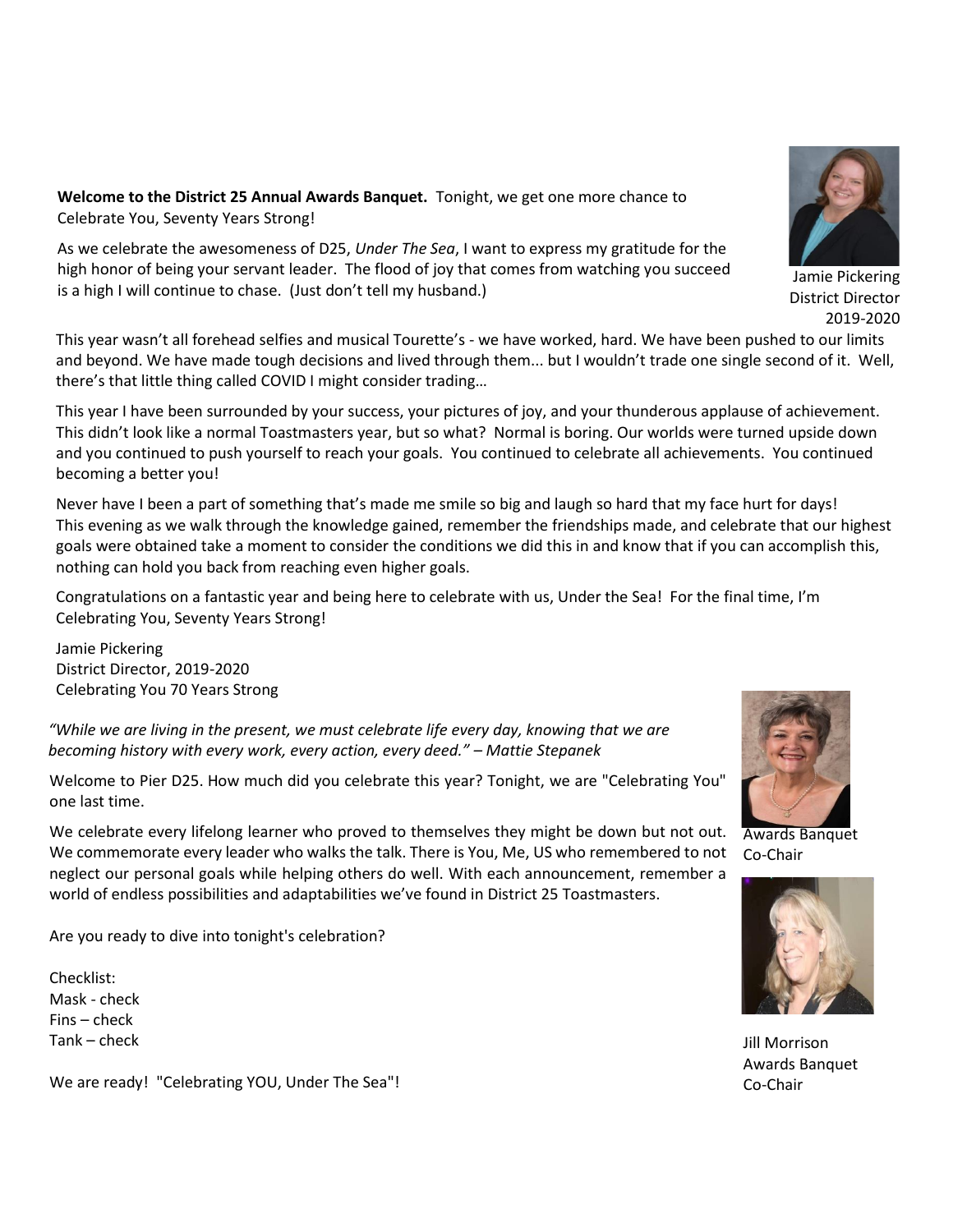**Welcome to the District 25 Annual Awards Banquet.** Tonight, we get one more chance to Celebrate You, Seventy Years Strong!

As we celebrate the awesomeness of D25, *Under The Sea*, I want to express my gratitude for the high honor of being your servant leader. The flood of joy that comes from watching you succeed is a high I will continue to chase. (Just don't tell my husband.)

Jamie Pickering
District Director
2019-2020

This year wasn't all forehead selfies and musical Tourette's - we have worked, hard. We have been pushed to our limits and beyond. We have made tough decisions and lived through them... but I wouldn't trade one single second of it. Well, there's that little thing called COVID I might consider trading…

This year I have been surrounded by your success, your pictures of joy, and your thunderous applause of achievement. This didn't look like a normal Toastmasters year, but so what? Normal is boring. Our worlds were turned upside down and you continued to push yourself to reach your goals. You continued to celebrate all achievements. You continued becoming a better you!

Never have I been a part of something that's made me smile so big and laugh so hard that my face hurt for days! This evening as we walk through the knowledge gained, remember the friendships made, and celebrate that our highest goals were obtained take a moment to consider the conditions we did this in and know that if you can accomplish this, nothing can hold you back from reaching even higher goals.

Congratulations on a fantastic year and being here to celebrate with us, Under the Sea! For the final time, I'm Celebrating You, Seventy Years Strong!

Jamie Pickering
District Director, 2019-2020
Celebrating You 70 Years Strong

*"While we are living in the present, we must celebrate life every day, knowing that we are becoming history with every work, every action, every deed." – Mattie Stepanek*

Welcome to Pier D25. How much did you celebrate this year? Tonight, we are "Celebrating You" one last time.

We celebrate every lifelong learner who proved to themselves they might be down but not out. We commemorate every leader who walks the talk. There is You, Me, US who remembered to not neglect our personal goals while helping others do well. With each announcement, remember a world of endless possibilities and adaptabilities we've found in District 25 Toastmasters.

Awards Banquet
Co-Chair

Are you ready to dive into tonight's celebration?

Checklist:
Mask - check
Fins – check
Tank – check

We are ready! "Celebrating YOU, Under The Sea"!

Jill Morrison
Awards Banquet
Co-Chair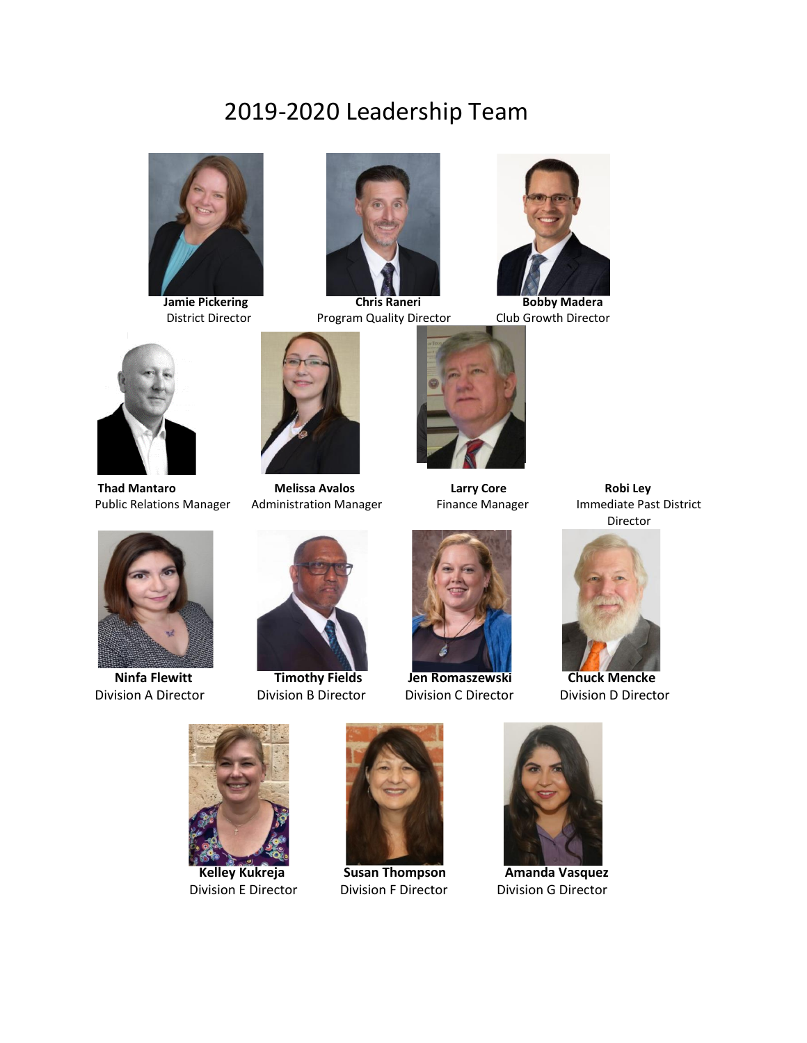# 2019-2020 Leadership Team

**Jamie Pickering**
District Director

**Chris Raneri**
Program Quality Director

**Bobby Madera**
Club Growth Director

**Thad Mantaro**
Public Relations Manager

**Melissa Avalos**
Administration Manager

**Larry Core**
Finance Manager

**Robi Ley**
Immediate Past District Director

**Ninfa Flewitt**
Division A Director

**Timothy Fields**
Division B Director

**Jen Romaszewski**
Division C Director

**Chuck Mencke**
Division D Director

**Kelley Kukreja**
Division E Director

**Susan Thompson**
Division F Director

**Amanda Vasquez**
Division G Director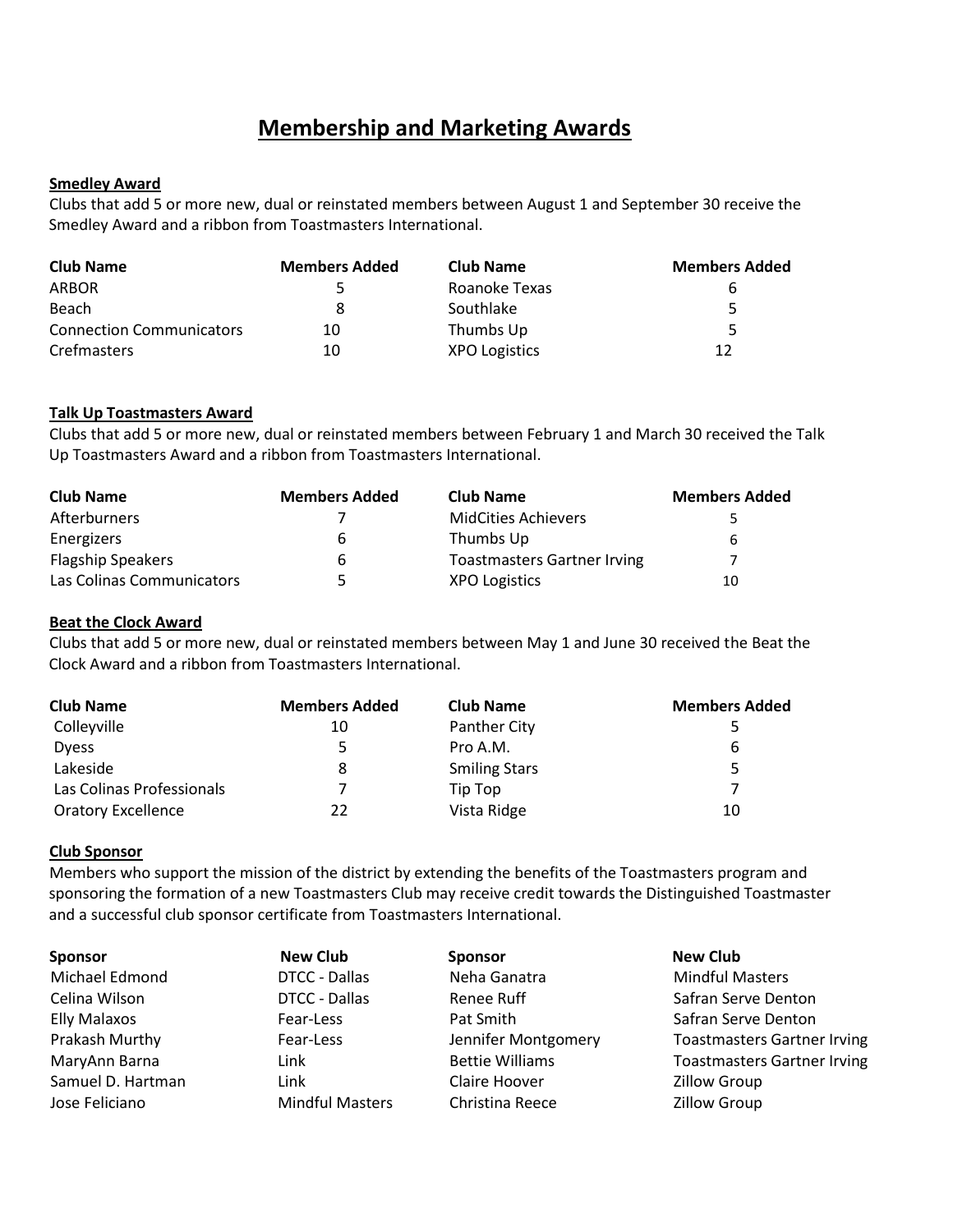# Membership and Marketing Awards

### Smedley Award

Clubs that add 5 or more new, dual or reinstated members between August 1 and September 30 receive the Smedley Award and a ribbon from Toastmasters International.

| Club Name | Members Added | Club Name | Members Added |
|---|---|---|---|
| ARBOR | 5 | Roanoke Texas | 6 |
| Beach | 8 | Southlake | 5 |
| Connection Communicators | 10 | Thumbs Up | 5 |
| Crefmasters | 10 | XPO Logistics | 12 |

### Talk Up Toastmasters Award

Clubs that add 5 or more new, dual or reinstated members between February 1 and March 30 received the Talk Up Toastmasters Award and a ribbon from Toastmasters International.

| Club Name | Members Added | Club Name | Members Added |
|---|---|---|---|
| Afterburners | 7 | MidCities Achievers | 5 |
| Energizers | 6 | Thumbs Up | 6 |
| Flagship Speakers | 6 | Toastmasters Gartner Irving | 7 |
| Las Colinas Communicators | 5 | XPO Logistics | 10 |

### Beat the Clock Award

Clubs that add 5 or more new, dual or reinstated members between May 1 and June 30 received the Beat the Clock Award and a ribbon from Toastmasters International.

| Club Name | Members Added | Club Name | Members Added |
|---|---|---|---|
| Colleyville | 10 | Panther City | 5 |
| Dyess | 5 | Pro A.M. | 6 |
| Lakeside | 8 | Smiling Stars | 5 |
| Las Colinas Professionals | 7 | Tip Top | 7 |
| Oratory Excellence | 22 | Vista Ridge | 10 |

### Club Sponsor

Members who support the mission of the district by extending the benefits of the Toastmasters program and sponsoring the formation of a new Toastmasters Club may receive credit towards the Distinguished Toastmaster and a successful club sponsor certificate from Toastmasters International.

| Sponsor | New Club | Sponsor | New Club |
|---|---|---|---|
| Michael Edmond | DTCC - Dallas | Neha Ganatra | Mindful Masters |
| Celina Wilson | DTCC - Dallas | Renee Ruff | Safran Serve Denton |
| Elly Malaxos | Fear-Less | Pat Smith | Safran Serve Denton |
| Prakash Murthy | Fear-Less | Jennifer Montgomery | Toastmasters Gartner Irving |
| MaryAnn Barna | Link | Bettie Williams | Toastmasters Gartner Irving |
| Samuel D. Hartman | Link | Claire Hoover | Zillow Group |
| Jose Feliciano | Mindful Masters | Christina Reece | Zillow Group |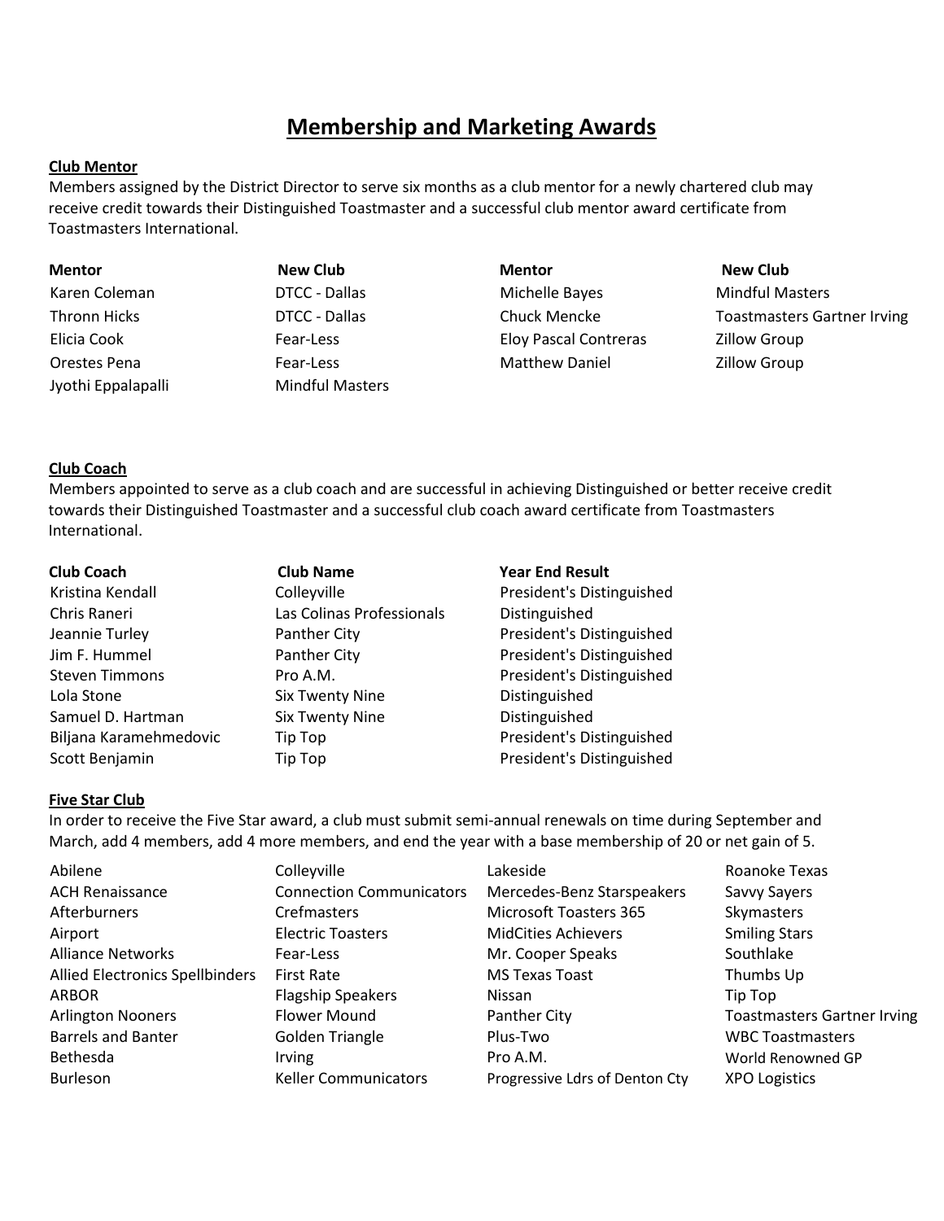# Membership and Marketing Awards

### Club Mentor

Members assigned by the District Director to serve six months as a club mentor for a newly chartered club may receive credit towards their Distinguished Toastmaster and a successful club mentor award certificate from Toastmasters International.

| Mentor | New Club |
|---|---|
| Karen Coleman | DTCC - Dallas |
| Thronn Hicks | DTCC - Dallas |
| Elicia Cook | Fear-Less |
| Orestes Pena | Fear-Less |
| Jyothi Eppalapalli | Mindful Masters |
| Michelle Bayes | Mindful Masters |
| Chuck Mencke | Toastmasters Gartner Irving |
| Eloy Pascal Contreras | Zillow Group |
| Matthew Daniel | Zillow Group |

### Club Coach

Members appointed to serve as a club coach and are successful in achieving Distinguished or better receive credit towards their Distinguished Toastmaster and a successful club coach award certificate from Toastmasters International.

| Club Coach | Club Name | Year End Result |
|---|---|---|
| Kristina Kendall | Colleyville | President's Distinguished |
| Chris Raneri | Las Colinas Professionals | Distinguished |
| Jeannie Turley | Panther City | President's Distinguished |
| Jim F. Hummel | Panther City | President's Distinguished |
| Steven Timmons | Pro A.M. | President's Distinguished |
| Lola Stone | Six Twenty Nine | Distinguished |
| Samuel D. Hartman | Six Twenty Nine | Distinguished |
| Biljana Karamehmedovic | Tip Top | President's Distinguished |
| Scott Benjamin | Tip Top | President's Distinguished |

### Five Star Club

In order to receive the Five Star award, a club must submit semi-annual renewals on time during September and March, add 4 members, add 4 more members, and end the year with a base membership of 20 or net gain of 5.

- Abilene
- ACH Renaissance
- Afterburners
- Airport
- Alliance Networks
- Allied Electronics Spellbinders
- ARBOR
- Arlington Nooners
- Barrels and Banter
- Bethesda
- Burleson
- Colleyville
- Connection Communicators
- Crefmasters
- Electric Toasters
- Fear-Less
- First Rate
- Flagship Speakers
- Flower Mound
- Golden Triangle
- Irving
- Keller Communicators
- Lakeside
- Mercedes-Benz Starspeakers
- Microsoft Toasters 365
- MidCities Achievers
- Mr. Cooper Speaks
- MS Texas Toast
- Nissan
- Panther City
- Plus-Two
- Pro A.M.
- Progressive Ldrs of Denton Cty
- Roanoke Texas
- Savvy Sayers
- Skymasters
- Smiling Stars
- Southlake
- Thumbs Up
- Tip Top
- Toastmasters Gartner Irving
- WBC Toastmasters
- World Renowned GP
- XPO Logistics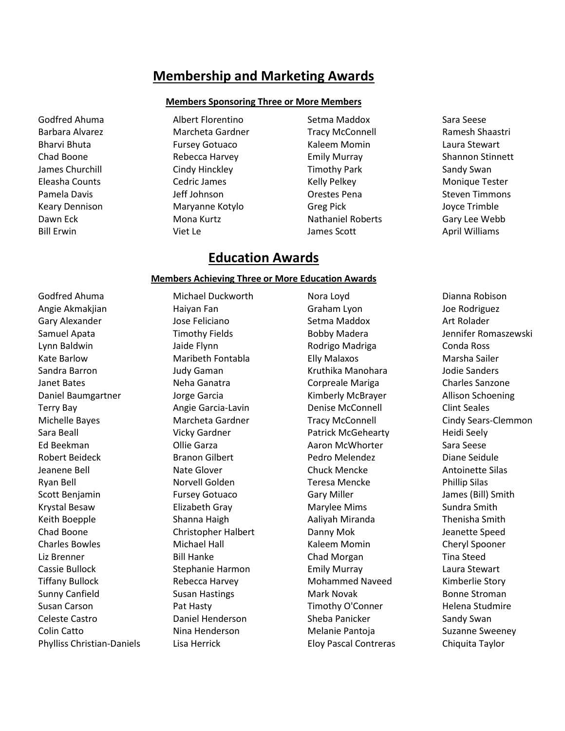# Membership and Marketing Awards

### Members Sponsoring Three or More Members

Godfred Ahuma
Barbara Alvarez
Bharvi Bhuta
Chad Boone
James Churchill
Eleasha Counts
Pamela Davis
Keary Dennison
Dawn Eck
Bill Erwin
Albert Florentino
Marcheta Gardner
Fursey Gotuaco
Rebecca Harvey
Cindy Hinckley
Cedric James
Jeff Johnson
Maryanne Kotylo
Mona Kurtz
Viet Le
Setma Maddox
Tracy McConnell
Kaleem Momin
Emily Murray
Timothy Park
Kelly Pelkey
Orestes Pena
Greg Pick
Nathaniel Roberts
James Scott
Sara Seese
Ramesh Shaastri
Laura Stewart
Shannon Stinnett
Sandy Swan
Monique Tester
Steven Timmons
Joyce Trimble
Gary Lee Webb
April Williams

# Education Awards

### Members Achieving Three or More Education Awards

Godfred Ahuma
Angie Akmakjian
Gary Alexander
Samuel Apata
Lynn Baldwin
Kate Barlow
Sandra Barron
Janet Bates
Daniel Baumgartner
Terry Bay
Michelle Bayes
Sara Beall
Ed Beekman
Robert Beideck
Jeanene Bell
Ryan Bell
Scott Benjamin
Krystal Besaw
Keith Boepple
Chad Boone
Charles Bowles
Liz Brenner
Cassie Bullock
Tiffany Bullock
Sunny Canfield
Susan Carson
Celeste Castro
Colin Catto
Phylliss Christian-Daniels
Michael Duckworth
Haiyan Fan
Jose Feliciano
Timothy Fields
Jaide Flynn
Maribeth Fontabla
Judy Gaman
Neha Ganatra
Jorge Garcia
Angie Garcia-Lavin
Marcheta Gardner
Vicky Gardner
Ollie Garza
Branon Gilbert
Nate Glover
Norvell Golden
Fursey Gotuaco
Elizabeth Gray
Shanna Haigh
Christopher Halbert
Michael Hall
Bill Hanke
Stephanie Harmon
Rebecca Harvey
Susan Hastings
Pat Hasty
Daniel Henderson
Nina Henderson
Lisa Herrick
Nora Loyd
Graham Lyon
Setma Maddox
Bobby Madera
Rodrigo Madriga
Elly Malaxos
Kruthika Manohara
Corpreale Mariga
Kimberly McBrayer
Denise McConnell
Tracy McConnell
Patrick McGehearty
Aaron McWhorter
Pedro Melendez
Chuck Mencke
Teresa Mencke
Gary Miller
Marylee Mims
Aaliyah Miranda
Danny Mok
Kaleem Momin
Chad Morgan
Emily Murray
Mohammed Naveed
Mark Novak
Timothy O'Conner
Sheba Panicker
Melanie Pantoja
Eloy Pascal Contreras
Dianna Robison
Joe Rodriguez
Art Rolader
Jennifer Romaszewski
Conda Ross
Marsha Sailer
Jodie Sanders
Charles Sanzone
Allison Schoening
Clint Seales
Cindy Sears-Clemmon
Heidi Seely
Sara Seese
Diane Seidule
Antoinette Silas
Phillip Silas
James (Bill) Smith
Sundra Smith
Thenisha Smith
Jeanette Speed
Cheryl Spooner
Tina Steed
Laura Stewart
Kimberlie Story
Bonne Stroman
Helena Studmire
Sandy Swan
Suzanne Sweeney
Chiquita Taylor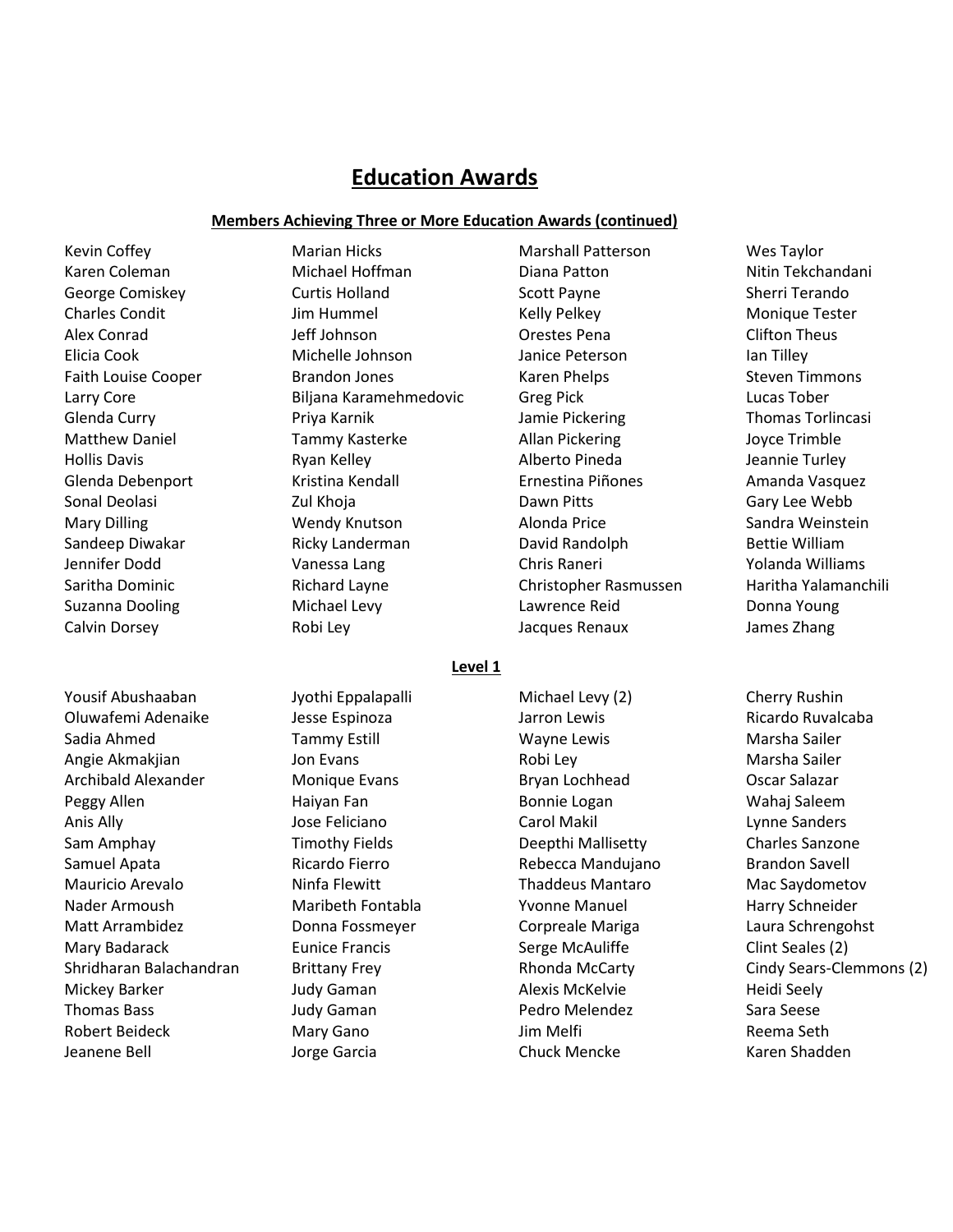# Education Awards

**Members Achieving Three or More Education Awards (continued)**

Kevin Coffey
Karen Coleman
George Comiskey
Charles Condit
Alex Conrad
Elicia Cook
Faith Louise Cooper
Larry Core
Glenda Curry
Matthew Daniel
Hollis Davis
Glenda Debenport
Sonal Deolasi
Mary Dilling
Sandeep Diwakar
Jennifer Dodd
Saritha Dominic
Suzanna Dooling
Calvin Dorsey
Marian Hicks
Michael Hoffman
Curtis Holland
Jim Hummel
Jeff Johnson
Michelle Johnson
Brandon Jones
Biljana Karamehmedovic
Priya Karnik
Tammy Kasterke
Ryan Kelley
Kristina Kendall
Zul Khoja
Wendy Knutson
Ricky Landerman
Vanessa Lang
Richard Layne
Michael Levy
Robi Ley
Marshall Patterson
Diana Patton
Scott Payne
Kelly Pelkey
Orestes Pena
Janice Peterson
Karen Phelps
Greg Pick
Jamie Pickering
Allan Pickering
Alberto Pineda
Ernestina Piñones
Dawn Pitts
Alonda Price
David Randolph
Chris Raneri
Christopher Rasmussen
Lawrence Reid
Jacques Renaux
Wes Taylor
Nitin Tekchandani
Sherri Terando
Monique Tester
Clifton Theus
Ian Tilley
Steven Timmons
Lucas Tober
Thomas Torlincasi
Joyce Trimble
Jeannie Turley
Amanda Vasquez
Gary Lee Webb
Sandra Weinstein
Bettie William
Yolanda Williams
Haritha Yalamanchili
Donna Young
James Zhang

**Level 1**

Yousif Abushaaban
Oluwafemi Adenaike
Sadia Ahmed
Angie Akmakjian
Archibald Alexander
Peggy Allen
Anis Ally
Sam Amphay
Samuel Apata
Mauricio Arevalo
Nader Armoush
Matt Arrambidez
Mary Badarack
Shridharan Balachandran
Mickey Barker
Thomas Bass
Robert Beideck
Jeanene Bell
Jyothi Eppalapalli
Jesse Espinoza
Tammy Estill
Jon Evans
Monique Evans
Haiyan Fan
Jose Feliciano
Timothy Fields
Ricardo Fierro
Ninfa Flewitt
Maribeth Fontabla
Donna Fossmeyer
Eunice Francis
Brittany Frey
Judy Gaman
Judy Gaman
Mary Gano
Jorge Garcia
Michael Levy (2)
Jarron Lewis
Wayne Lewis
Robi Ley
Bryan Lochhead
Bonnie Logan
Carol Makil
Deepthi Mallisetty
Rebecca Mandujano
Thaddeus Mantaro
Yvonne Manuel
Corpreale Mariga
Serge McAuliffe
Rhonda McCarty
Alexis McKelvie
Pedro Melendez
Jim Melfi
Chuck Mencke
Cherry Rushin
Ricardo Ruvalcaba
Marsha Sailer
Marsha Sailer
Oscar Salazar
Wahaj Saleem
Lynne Sanders
Charles Sanzone
Brandon Savell
Mac Saydometov
Harry Schneider
Laura Schrengohst
Clint Seales (2)
Cindy Sears-Clemmons (2)
Heidi Seely
Sara Seese
Reema Seth
Karen Shadden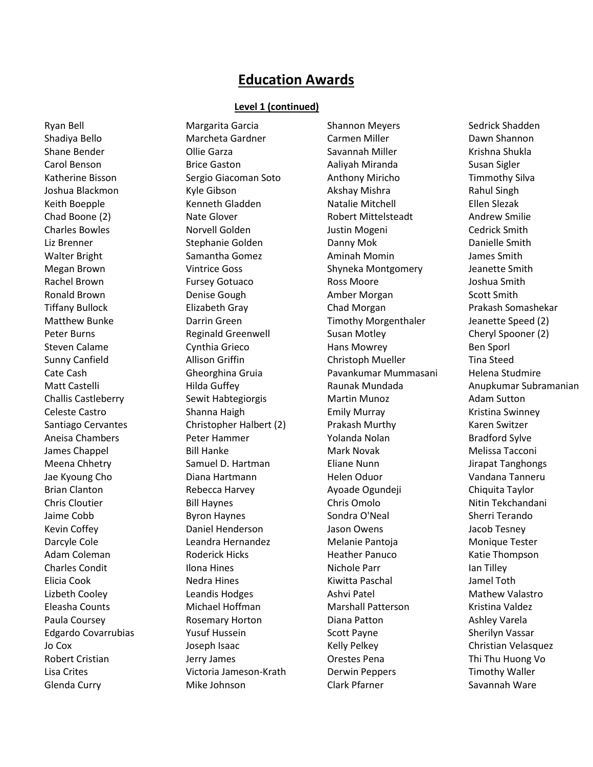# Education Awards

**Level 1 (continued)**

Ryan Bell
Shadiya Bello
Shane Bender
Carol Benson
Katherine Bisson
Joshua Blackmon
Keith Boepple
Chad Boone (2)
Charles Bowles
Liz Brenner
Walter Bright
Megan Brown
Rachel Brown
Ronald Brown
Tiffany Bullock
Matthew Bunke
Peter Burns
Steven Calame
Sunny Canfield
Cate Cash
Matt Castelli
Challis Castleberry
Celeste Castro
Santiago Cervantes
Aneisa Chambers
James Chappel
Meena Chhetry
Jae Kyoung Cho
Brian Clanton
Chris Cloutier
Jaime Cobb
Kevin Coffey
Darcyle Cole
Adam Coleman
Charles Condit
Elicia Cook
Lizbeth Cooley
Eleasha Counts
Paula Coursey
Edgardo Covarrubias
Jo Cox
Robert Cristian
Lisa Crites
Glenda Curry

Margarita Garcia
Marcheta Gardner
Ollie Garza
Brice Gaston
Sergio Giacoman Soto
Kyle Gibson
Kenneth Gladden
Nate Glover
Norvell Golden
Stephanie Golden
Samantha Gomez
Vintrice Goss
Fursey Gotuaco
Denise Gough
Elizabeth Gray
Darrin Green
Reginald Greenwell
Cynthia Grieco
Allison Griffin
Gheorghina Gruia
Hilda Guffey
Sewit Habtegiorgis
Shanna Haigh
Christopher Halbert (2)
Peter Hammer
Bill Hanke
Samuel D. Hartman
Diana Hartmann
Rebecca Harvey
Bill Haynes
Byron Haynes
Daniel Henderson
Leandra Hernandez
Roderick Hicks
Ilona Hines
Nedra Hines
Leandis Hodges
Michael Hoffman
Rosemary Horton
Yusuf Hussein
Joseph Isaac
Jerry James
Victoria Jameson-Krath
Mike Johnson

Shannon Meyers
Carmen Miller
Savannah Miller
Aaliyah Miranda
Anthony Miricho
Akshay Mishra
Natalie Mitchell
Robert Mittelsteadt
Justin Mogeni
Danny Mok
Aminah Momin
Shyneka Montgomery
Ross Moore
Amber Morgan
Chad Morgan
Timothy Morgenthaler
Susan Motley
Hans Mowrey
Christoph Mueller
Pavankumar Mummasani
Raunak Mundada
Martin Munoz
Emily Murray
Prakash Murthy
Yolanda Nolan
Mark Novak
Eliane Nunn
Helen Oduor
Ayoade Ogundeji
Chris Omolo
Sondra O'Neal
Jason Owens
Melanie Pantoja
Heather Panuco
Nichole Parr
Kiwitta Paschal
Ashvi Patel
Marshall Patterson
Diana Patton
Scott Payne
Kelly Pelkey
Orestes Pena
Derwin Peppers
Clark Pfarner

Sedrick Shadden
Dawn Shannon
Krishna Shukla
Susan Sigler
Timmothy Silva
Rahul Singh
Ellen Slezak
Andrew Smilie
Cedrick Smith
Danielle Smith
James Smith
Jeanette Smith
Joshua Smith
Scott Smith
Prakash Somashekar
Jeanette Speed (2)
Cheryl Spooner (2)
Ben Sporl
Tina Steed
Helena Studmire
Anupkumar Subramanian
Adam Sutton
Kristina Swinney
Karen Switzer
Bradford Sylve
Melissa Tacconi
Jirapat Tanghongs
Vandana Tanneru
Chiquita Taylor
Nitin Tekchandani
Sherri Terando
Jacob Tesney
Monique Tester
Katie Thompson
Ian Tilley
Jamel Toth
Mathew Valastro
Kristina Valdez
Ashley Varela
Sherilyn Vassar
Christian Velasquez
Thi Thu Huong Vo
Timothy Waller
Savannah Ware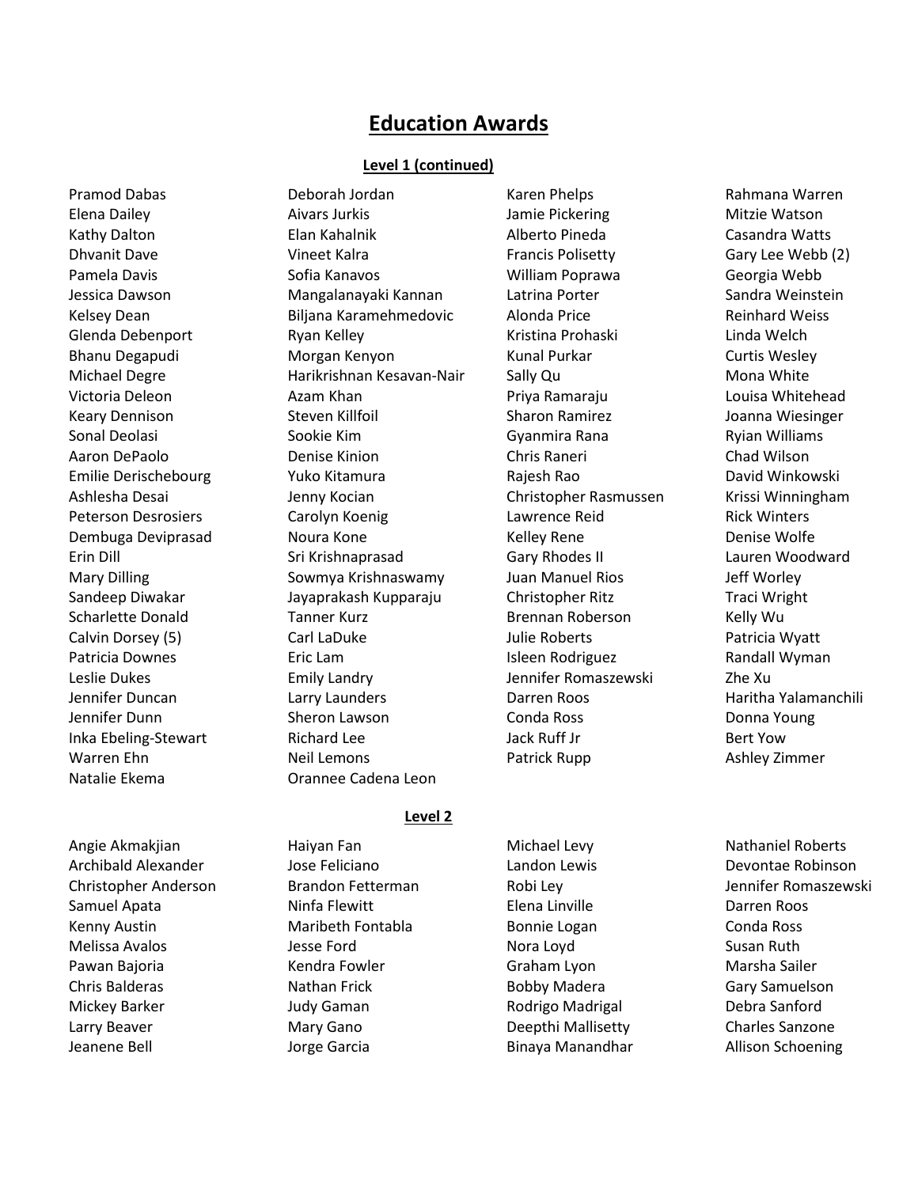# Education Awards

## Level 1 (continued)

Pramod Dabas
Elena Dailey
Kathy Dalton
Dhvanit Dave
Pamela Davis
Jessica Dawson
Kelsey Dean
Glenda Debenport
Bhanu Degapudi
Michael Degre
Victoria Deleon
Keary Dennison
Sonal Deolasi
Aaron DePaolo
Emilie Derischebourg
Ashlesha Desai
Peterson Desrosiers
Dembuga Deviprasad
Erin Dill
Mary Dilling
Sandeep Diwakar
Scharlette Donald
Calvin Dorsey (5)
Patricia Downes
Leslie Dukes
Jennifer Duncan
Jennifer Dunn
Inka Ebeling-Stewart
Warren Ehn
Natalie Ekema
Deborah Jordan
Aivars Jurkis
Elan Kahalnik
Vineet Kalra
Sofia Kanavos
Mangalanayaki Kannan
Biljana Karamehmedovic
Ryan Kelley
Morgan Kenyon
Harikrishnan Kesavan-Nair
Azam Khan
Steven Killfoil
Sookie Kim
Denise Kinion
Yuko Kitamura
Jenny Kocian
Carolyn Koenig
Noura Kone
Sri Krishnaprasad
Sowmya Krishnaswamy
Jayaprakash Kupparaju
Tanner Kurz
Carl LaDuke
Eric Lam
Emily Landry
Larry Launders
Sheron Lawson
Richard Lee
Neil Lemons
Orannee Cadena Leon
Karen Phelps
Jamie Pickering
Alberto Pineda
Francis Polisetty
William Poprawa
Latrina Porter
Alonda Price
Kristina Prohaski
Kunal Purkar
Sally Qu
Priya Ramaraju
Sharon Ramirez
Gyanmira Rana
Chris Raneri
Rajesh Rao
Christopher Rasmussen
Lawrence Reid
Kelley Rene
Gary Rhodes II
Juan Manuel Rios
Christopher Ritz
Brennan Roberson
Julie Roberts
Isleen Rodriguez
Jennifer Romaszewski
Darren Roos
Conda Ross
Jack Ruff Jr
Patrick Rupp
Rahmana Warren
Mitzie Watson
Casandra Watts
Gary Lee Webb (2)
Georgia Webb
Sandra Weinstein
Reinhard Weiss
Linda Welch
Curtis Wesley
Mona White
Louisa Whitehead
Joanna Wiesinger
Ryian Williams
Chad Wilson
David Winkowski
Krissi Winningham
Rick Winters
Denise Wolfe
Lauren Woodward
Jeff Worley
Traci Wright
Kelly Wu
Patricia Wyatt
Randall Wyman
Zhe Xu
Haritha Yalamanchili
Donna Young
Bert Yow
Ashley Zimmer

## Level 2

Angie Akmakjian
Archibald Alexander
Christopher Anderson
Samuel Apata
Kenny Austin
Melissa Avalos
Pawan Bajoria
Chris Balderas
Mickey Barker
Larry Beaver
Jeanene Bell
Haiyan Fan
Jose Feliciano
Brandon Fetterman
Ninfa Flewitt
Maribeth Fontabla
Jesse Ford
Kendra Fowler
Nathan Frick
Judy Gaman
Mary Gano
Jorge Garcia
Michael Levy
Landon Lewis
Robi Ley
Elena Linville
Bonnie Logan
Nora Loyd
Graham Lyon
Bobby Madera
Rodrigo Madrigal
Deepthi Mallisetty
Binaya Manandhar
Nathaniel Roberts
Devontae Robinson
Jennifer Romaszewski
Darren Roos
Conda Ross
Susan Ruth
Marsha Sailer
Gary Samuelson
Debra Sanford
Charles Sanzone
Allison Schoening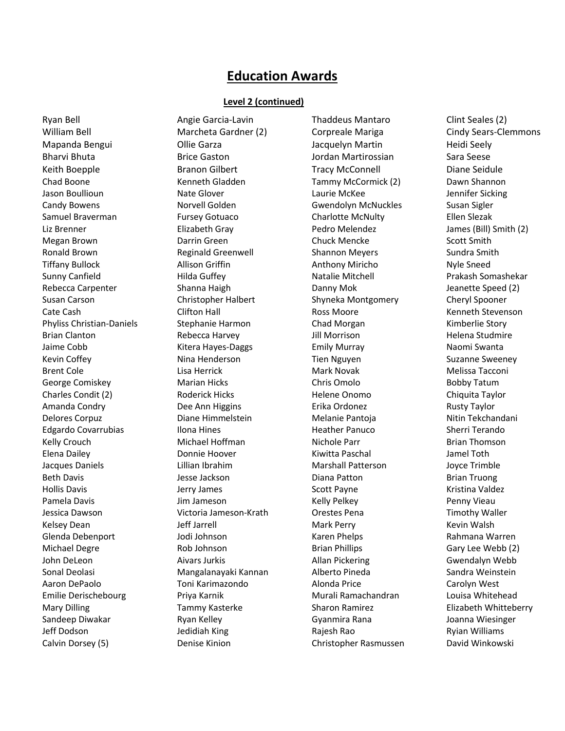# Education Awards

**Level 2 (continued)**

Ryan Bell
William Bell
Mapanda Bengui
Bharvi Bhuta
Keith Boepple
Chad Boone
Jason Boullioun
Candy Bowens
Samuel Braverman
Liz Brenner
Megan Brown
Ronald Brown
Tiffany Bullock
Sunny Canfield
Rebecca Carpenter
Susan Carson
Cate Cash
Phyliss Christian-Daniels
Brian Clanton
Jaime Cobb
Kevin Coffey
Brent Cole
George Comiskey
Charles Condit (2)
Amanda Condry
Delores Corpuz
Edgardo Covarrubias
Kelly Crouch
Elena Dailey
Jacques Daniels
Beth Davis
Hollis Davis
Pamela Davis
Jessica Dawson
Kelsey Dean
Glenda Debenport
Michael Degre
John DeLeon
Sonal Deolasi
Aaron DePaolo
Emilie Derischebourg
Mary Dilling
Sandeep Diwakar
Jeff Dodson
Calvin Dorsey (5)

Angie Garcia-Lavin
Marcheta Gardner (2)
Ollie Garza
Brice Gaston
Branon Gilbert
Kenneth Gladden
Nate Glover
Norvell Golden
Fursey Gotuaco
Elizabeth Gray
Darrin Green
Reginald Greenwell
Allison Griffin
Hilda Guffey
Shanna Haigh
Christopher Halbert
Clifton Hall
Stephanie Harmon
Rebecca Harvey
Kitera Hayes-Daggs
Nina Henderson
Lisa Herrick
Marian Hicks
Roderick Hicks
Dee Ann Higgins
Diane Himmelstein
Ilona Hines
Michael Hoffman
Donnie Hoover
Lillian Ibrahim
Jesse Jackson
Jerry James
Jim Jameson
Victoria Jameson-Krath
Jeff Jarrell
Jodi Johnson
Rob Johnson
Aivars Jurkis
Mangalanayaki Kannan
Toni Karimazondo
Priya Karnik
Tammy Kasterke
Ryan Kelley
Jedidiah King
Denise Kinion

Thaddeus Mantaro
Corpreale Mariga
Jacquelyn Martin
Jordan Martirossian
Tracy McConnell
Tammy McCormick (2)
Laurie McKee
Gwendolyn McNuckles
Charlotte McNulty
Pedro Melendez
Chuck Mencke
Shannon Meyers
Anthony Miricho
Natalie Mitchell
Danny Mok
Shyneka Montgomery
Ross Moore
Chad Morgan
Jill Morrison
Emily Murray
Tien Nguyen
Mark Novak
Chris Omolo
Helene Onomo
Erika Ordonez
Melanie Pantoja
Heather Panuco
Nichole Parr
Kiwitta Paschal
Marshall Patterson
Diana Patton
Scott Payne
Kelly Pelkey
Orestes Pena
Mark Perry
Karen Phelps
Brian Phillips
Allan Pickering
Alberto Pineda
Alonda Price
Murali Ramachandran
Sharon Ramirez
Gyanmira Rana
Rajesh Rao
Christopher Rasmussen

Clint Seales (2)
Cindy Sears-Clemmons
Heidi Seely
Sara Seese
Diane Seidule
Dawn Shannon
Jennifer Sicking
Susan Sigler
Ellen Slezak
James (Bill) Smith (2)
Scott Smith
Sundra Smith
Nyle Sneed
Prakash Somashekar
Jeanette Speed (2)
Cheryl Spooner
Kenneth Stevenson
Kimberlie Story
Helena Studmire
Naomi Swanta
Suzanne Sweeney
Melissa Tacconi
Bobby Tatum
Chiquita Taylor
Rusty Taylor
Nitin Tekchandani
Sherri Terando
Brian Thomson
Jamel Toth
Joyce Trimble
Brian Truong
Kristina Valdez
Penny Vieau
Timothy Waller
Kevin Walsh
Rahmana Warren
Gary Lee Webb (2)
Gwendalyn Webb
Sandra Weinstein
Carolyn West
Louisa Whitehead
Elizabeth Whitteberry
Joanna Wiesinger
Ryian Williams
David Winkowski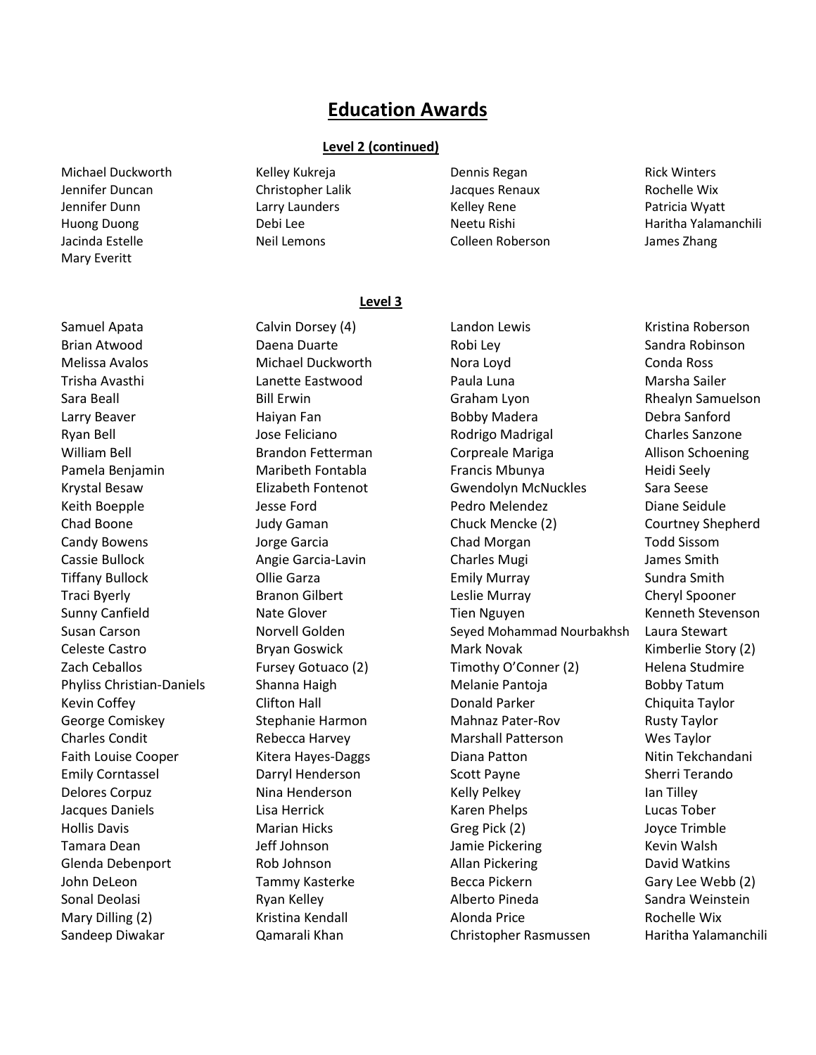# Education Awards

## Level 2 (continued)

Michael Duckworth
Jennifer Duncan
Jennifer Dunn
Huong Duong
Jacinda Estelle
Mary Everitt
Kelley Kukreja
Christopher Lalik
Larry Launders
Debi Lee
Neil Lemons
Dennis Regan
Jacques Renaux
Kelley Rene
Neetu Rishi
Colleen Roberson
Rick Winters
Rochelle Wix
Patricia Wyatt
Haritha Yalamanchili
James Zhang

## Level 3

Samuel Apata
Brian Atwood
Melissa Avalos
Trisha Avasthi
Sara Beall
Larry Beaver
Ryan Bell
William Bell
Pamela Benjamin
Krystal Besaw
Keith Boepple
Chad Boone
Candy Bowens
Cassie Bullock
Tiffany Bullock
Traci Byerly
Sunny Canfield
Susan Carson
Celeste Castro
Zach Ceballos
Phyliss Christian-Daniels
Kevin Coffey
George Comiskey
Charles Condit
Faith Louise Cooper
Emily Corntassel
Delores Corpuz
Jacques Daniels
Hollis Davis
Tamara Dean
Glenda Debenport
John DeLeon
Sonal Deolasi
Mary Dilling (2)
Sandeep Diwakar
Calvin Dorsey (4)
Daena Duarte
Michael Duckworth
Lanette Eastwood
Bill Erwin
Haiyan Fan
Jose Feliciano
Brandon Fetterman
Maribeth Fontabla
Elizabeth Fontenot
Jesse Ford
Judy Gaman
Jorge Garcia
Angie Garcia-Lavin
Ollie Garza
Branon Gilbert
Nate Glover
Norvell Golden
Bryan Goswick
Fursey Gotuaco (2)
Shanna Haigh
Clifton Hall
Stephanie Harmon
Rebecca Harvey
Kitera Hayes-Daggs
Darryl Henderson
Nina Henderson
Lisa Herrick
Marian Hicks
Jeff Johnson
Rob Johnson
Tammy Kasterke
Ryan Kelley
Kristina Kendall
Qamarali Khan
Landon Lewis
Robi Ley
Nora Loyd
Paula Luna
Graham Lyon
Bobby Madera
Rodrigo Madrigal
Corpreale Mariga
Francis Mbunya
Gwendolyn McNuckles
Pedro Melendez
Chuck Mencke (2)
Chad Morgan
Charles Mugi
Emily Murray
Leslie Murray
Tien Nguyen
Seyed Mohammad Nourbakhsh
Mark Novak
Timothy O'Conner (2)
Melanie Pantoja
Donald Parker
Mahnaz Pater-Rov
Marshall Patterson
Diana Patton
Scott Payne
Kelly Pelkey
Karen Phelps
Greg Pick (2)
Jamie Pickering
Allan Pickering
Becca Pickern
Alberto Pineda
Alonda Price
Christopher Rasmussen
Kristina Roberson
Sandra Robinson
Conda Ross
Marsha Sailer
Rhealyn Samuelson
Debra Sanford
Charles Sanzone
Allison Schoening
Heidi Seely
Sara Seese
Diane Seidule
Courtney Shepherd
Todd Sissom
James Smith
Sundra Smith
Cheryl Spooner
Kenneth Stevenson
Laura Stewart
Kimberlie Story (2)
Helena Studmire
Bobby Tatum
Chiquita Taylor
Rusty Taylor
Wes Taylor
Nitin Tekchandani
Sherri Terando
Ian Tilley
Lucas Tober
Joyce Trimble
Kevin Walsh
David Watkins
Gary Lee Webb (2)
Sandra Weinstein
Rochelle Wix
Haritha Yalamanchili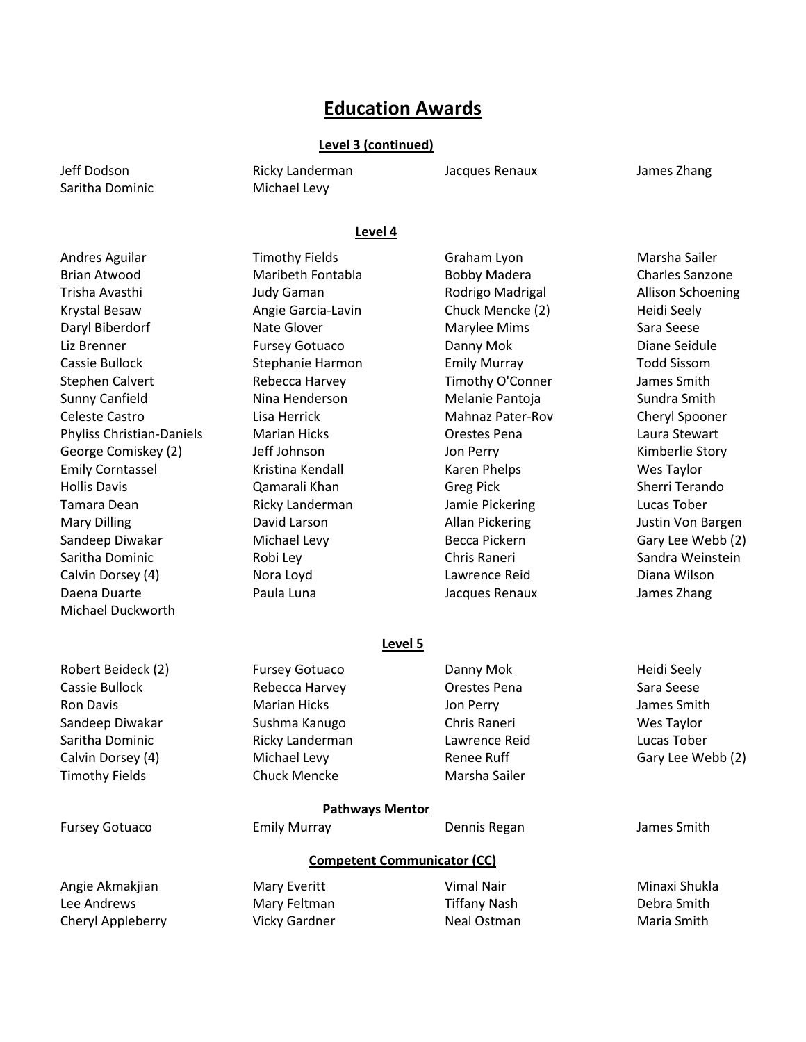# Education Awards

## Level 3 (continued)

| | | | |
|---|---|---|---|
| Jeff Dodson | Ricky Landerman | Jacques Renaux | James Zhang |
| Saritha Dominic | Michael Levy | | |

## Level 4

| | | | |
|---|---|---|---|
| Andres Aguilar | Timothy Fields | Graham Lyon | Marsha Sailer |
| Brian Atwood | Maribeth Fontabla | Bobby Madera | Charles Sanzone |
| Trisha Avasthi | Judy Gaman | Rodrigo Madrigal | Allison Schoening |
| Krystal Besaw | Angie Garcia-Lavin | Chuck Mencke (2) | Heidi Seely |
| Daryl Biberdorf | Nate Glover | Marylee Mims | Sara Seese |
| Liz Brenner | Fursey Gotuaco | Danny Mok | Diane Seidule |
| Cassie Bullock | Stephanie Harmon | Emily Murray | Todd Sissom |
| Stephen Calvert | Rebecca Harvey | Timothy O'Conner | James Smith |
| Sunny Canfield | Nina Henderson | Melanie Pantoja | Sundra Smith |
| Celeste Castro | Lisa Herrick | Mahnaz Pater-Rov | Cheryl Spooner |
| Phyliss Christian-Daniels | Marian Hicks | Orestes Pena | Laura Stewart |
| George Comiskey (2) | Jeff Johnson | Jon Perry | Kimberlie Story |
| Emily Corntassel | Kristina Kendall | Karen Phelps | Wes Taylor |
| Hollis Davis | Qamarali Khan | Greg Pick | Sherri Terando |
| Tamara Dean | Ricky Landerman | Jamie Pickering | Lucas Tober |
| Mary Dilling | David Larson | Allan Pickering | Justin Von Bargen |
| Sandeep Diwakar | Michael Levy | Becca Pickern | Gary Lee Webb (2) |
| Saritha Dominic | Robi Ley | Chris Raneri | Sandra Weinstein |
| Calvin Dorsey (4) | Nora Loyd | Lawrence Reid | Diana Wilson |
| Daena Duarte | Paula Luna | Jacques Renaux | James Zhang |
| Michael Duckworth | | | |

## Level 5

| | | | |
|---|---|---|---|
| Robert Beideck (2) | Fursey Gotuaco | Danny Mok | Heidi Seely |
| Cassie Bullock | Rebecca Harvey | Orestes Pena | Sara Seese |
| Ron Davis | Marian Hicks | Jon Perry | James Smith |
| Sandeep Diwakar | Sushma Kanugo | Chris Raneri | Wes Taylor |
| Saritha Dominic | Ricky Landerman | Lawrence Reid | Lucas Tober |
| Calvin Dorsey (4) | Michael Levy | Renee Ruff | Gary Lee Webb (2) |
| Timothy Fields | Chuck Mencke | Marsha Sailer | |

## Pathways Mentor

| | | | |
|---|---|---|---|
| Fursey Gotuaco | Emily Murray | Dennis Regan | James Smith |

## Competent Communicator (CC)

| | | | |
|---|---|---|---|
| Angie Akmakjian | Mary Everitt | Vimal Nair | Minaxi Shukla |
| Lee Andrews | Mary Feltman | Tiffany Nash | Debra Smith |
| Cheryl Appleberry | Vicky Gardner | Neal Ostman | Maria Smith |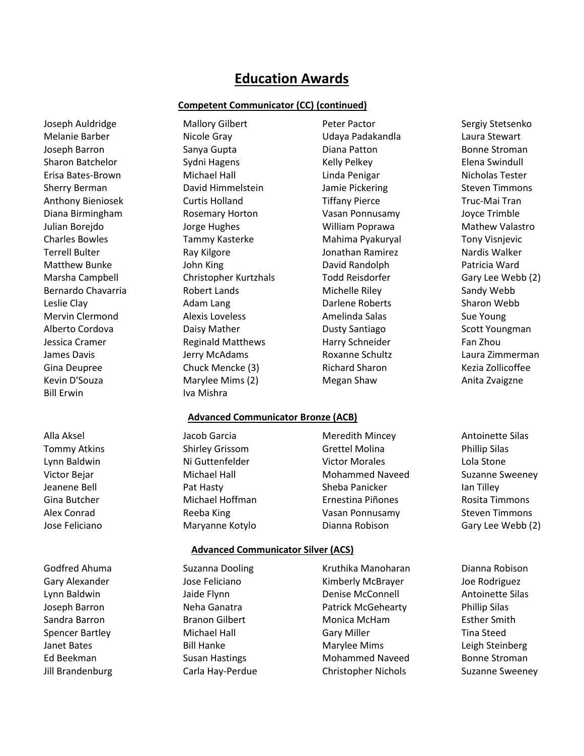# Education Awards

## Competent Communicator (CC) (continued)

Joseph Auldridge
Melanie Barber
Joseph Barron
Sharon Batchelor
Erisa Bates-Brown
Sherry Berman
Anthony Bieniosek
Diana Birmingham
Julian Borejdo
Charles Bowles
Terrell Bulter
Matthew Bunke
Marsha Campbell
Bernardo Chavarria
Leslie Clay
Mervin Clermond
Alberto Cordova
Jessica Cramer
James Davis
Gina Deupree
Kevin D'Souza
Bill Erwin
Mallory Gilbert
Nicole Gray
Sanya Gupta
Sydni Hagens
Michael Hall
David Himmelstein
Curtis Holland
Rosemary Horton
Jorge Hughes
Tammy Kasterke
Ray Kilgore
John King
Christopher Kurtzhals
Robert Lands
Adam Lang
Alexis Loveless
Daisy Mather
Reginald Matthews
Jerry McAdams
Chuck Mencke (3)
Marylee Mims (2)
Iva Mishra
Peter Pactor
Udaya Padakandla
Diana Patton
Kelly Pelkey
Linda Penigar
Jamie Pickering
Tiffany Pierce
Vasan Ponnusamy
William Poprawa
Mahima Pyakuryal
Jonathan Ramirez
David Randolph
Todd Reisdorfer
Michelle Riley
Darlene Roberts
Amelinda Salas
Dusty Santiago
Harry Schneider
Roxanne Schultz
Richard Sharon
Megan Shaw
Sergiy Stetsenko
Laura Stewart
Bonne Stroman
Elena Swindull
Nicholas Tester
Steven Timmons
Truc-Mai Tran
Joyce Trimble
Mathew Valastro
Tony Visnjevic
Nardis Walker
Patricia Ward
Gary Lee Webb (2)
Sandy Webb
Sharon Webb
Sue Young
Scott Youngman
Fan Zhou
Laura Zimmerman
Kezia Zollicoffee
Anita Zvaigzne

## Advanced Communicator Bronze (ACB)

Alla Aksel
Tommy Atkins
Lynn Baldwin
Victor Bejar
Jeanene Bell
Gina Butcher
Alex Conrad
Jose Feliciano
Jacob Garcia
Shirley Grissom
Ni Guttenfelder
Michael Hall
Pat Hasty
Michael Hoffman
Reeba King
Maryanne Kotylo
Meredith Mincey
Grettel Molina
Victor Morales
Mohammed Naveed
Sheba Panicker
Ernestina Piñones
Vasan Ponnusamy
Dianna Robison
Antoinette Silas
Phillip Silas
Lola Stone
Suzanne Sweeney
Ian Tilley
Rosita Timmons
Steven Timmons
Gary Lee Webb (2)

## Advanced Communicator Silver (ACS)

Godfred Ahuma
Gary Alexander
Lynn Baldwin
Joseph Barron
Sandra Barron
Spencer Bartley
Janet Bates
Ed Beekman
Jill Brandenburg
Suzanna Dooling
Jose Feliciano
Jaide Flynn
Neha Ganatra
Branon Gilbert
Michael Hall
Bill Hanke
Susan Hastings
Carla Hay-Perdue
Kruthika Manoharan
Kimberly McBrayer
Denise McConnell
Patrick McGehearty
Monica McHam
Gary Miller
Marylee Mims
Mohammed Naveed
Christopher Nichols
Dianna Robison
Joe Rodriguez
Antoinette Silas
Phillip Silas
Esther Smith
Tina Steed
Leigh Steinberg
Bonne Stroman
Suzanne Sweeney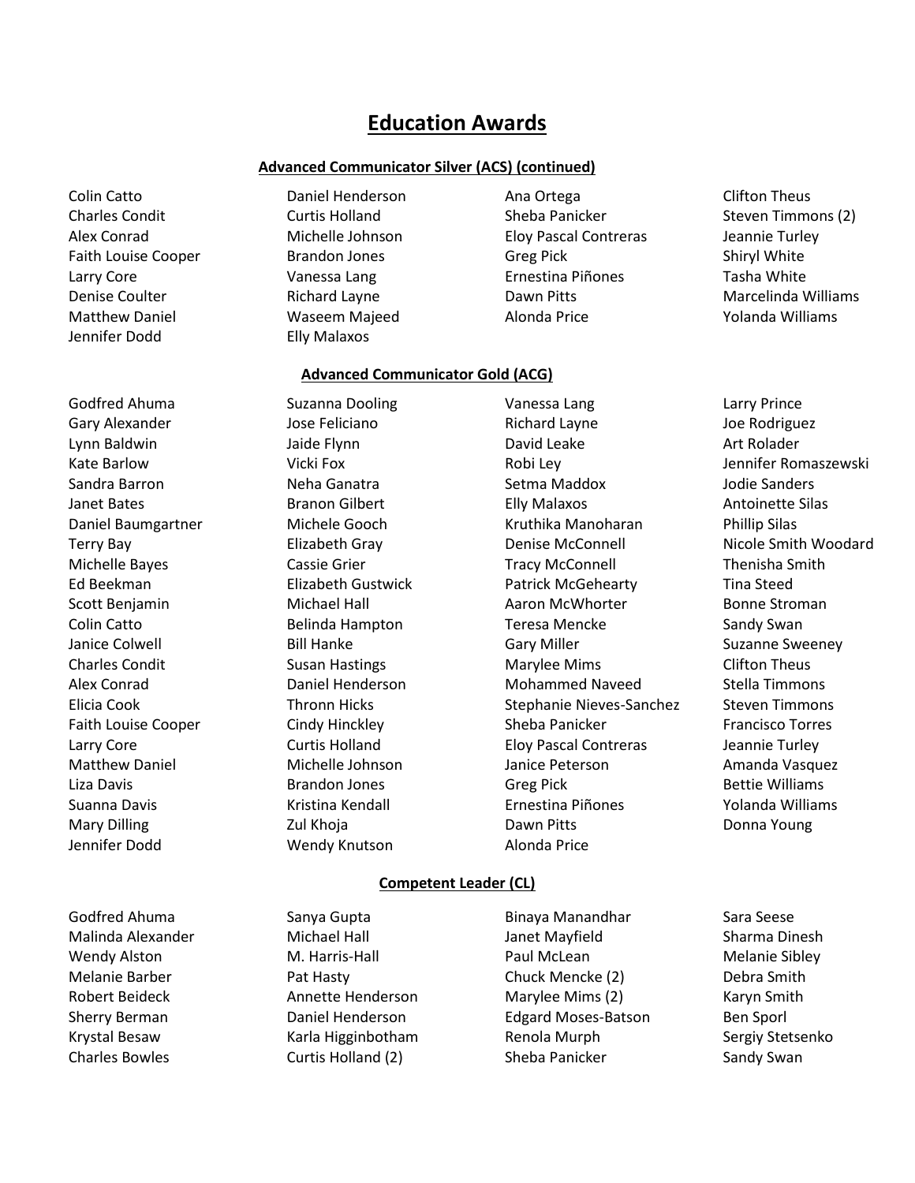# Education Awards

## Advanced Communicator Silver (ACS) (continued)

Colin Catto
Charles Condit
Alex Conrad
Faith Louise Cooper
Larry Core
Denise Coulter
Matthew Daniel
Jennifer Dodd
Daniel Henderson
Curtis Holland
Michelle Johnson
Brandon Jones
Vanessa Lang
Richard Layne
Waseem Majeed
Elly Malaxos
Ana Ortega
Sheba Panicker
Eloy Pascal Contreras
Greg Pick
Ernestina Piñones
Dawn Pitts
Alonda Price
Clifton Theus
Steven Timmons (2)
Jeannie Turley
Shiryl White
Tasha White
Marcelinda Williams
Yolanda Williams

## Advanced Communicator Gold (ACG)

Godfred Ahuma
Gary Alexander
Lynn Baldwin
Kate Barlow
Sandra Barron
Janet Bates
Daniel Baumgartner
Terry Bay
Michelle Bayes
Ed Beekman
Scott Benjamin
Colin Catto
Janice Colwell
Charles Condit
Alex Conrad
Elicia Cook
Faith Louise Cooper
Larry Core
Matthew Daniel
Liza Davis
Suanna Davis
Mary Dilling
Jennifer Dodd
Suzanna Dooling
Jose Feliciano
Jaide Flynn
Vicki Fox
Neha Ganatra
Branon Gilbert
Michele Gooch
Elizabeth Gray
Cassie Grier
Elizabeth Gustwick
Michael Hall
Belinda Hampton
Bill Hanke
Susan Hastings
Daniel Henderson
Thronn Hicks
Cindy Hinckley
Curtis Holland
Michelle Johnson
Brandon Jones
Kristina Kendall
Zul Khoja
Wendy Knutson
Vanessa Lang
Richard Layne
David Leake
Robi Ley
Setma Maddox
Elly Malaxos
Kruthika Manoharan
Denise McConnell
Tracy McConnell
Patrick McGehearty
Aaron McWhorter
Teresa Mencke
Gary Miller
Marylee Mims
Mohammed Naveed
Stephanie Nieves-Sanchez
Sheba Panicker
Eloy Pascal Contreras
Janice Peterson
Greg Pick
Ernestina Piñones
Dawn Pitts
Alonda Price
Larry Prince
Joe Rodriguez
Art Rolader
Jennifer Romaszewski
Jodie Sanders
Antoinette Silas
Phillip Silas
Nicole Smith Woodard
Thenisha Smith
Tina Steed
Bonne Stroman
Sandy Swan
Suzanne Sweeney
Clifton Theus
Stella Timmons
Steven Timmons
Francisco Torres
Jeannie Turley
Amanda Vasquez
Bettie Williams
Yolanda Williams
Donna Young

## Competent Leader (CL)

Godfred Ahuma
Malinda Alexander
Wendy Alston
Melanie Barber
Robert Beideck
Sherry Berman
Krystal Besaw
Charles Bowles
Sanya Gupta
Michael Hall
M. Harris-Hall
Pat Hasty
Annette Henderson
Daniel Henderson
Karla Higginbotham
Curtis Holland (2)
Binaya Manandhar
Janet Mayfield
Paul McLean
Chuck Mencke (2)
Marylee Mims (2)
Edgard Moses-Batson
Renola Murph
Sheba Panicker
Sara Seese
Sharma Dinesh
Melanie Sibley
Debra Smith
Karyn Smith
Ben Sporl
Sergiy Stetsenko
Sandy Swan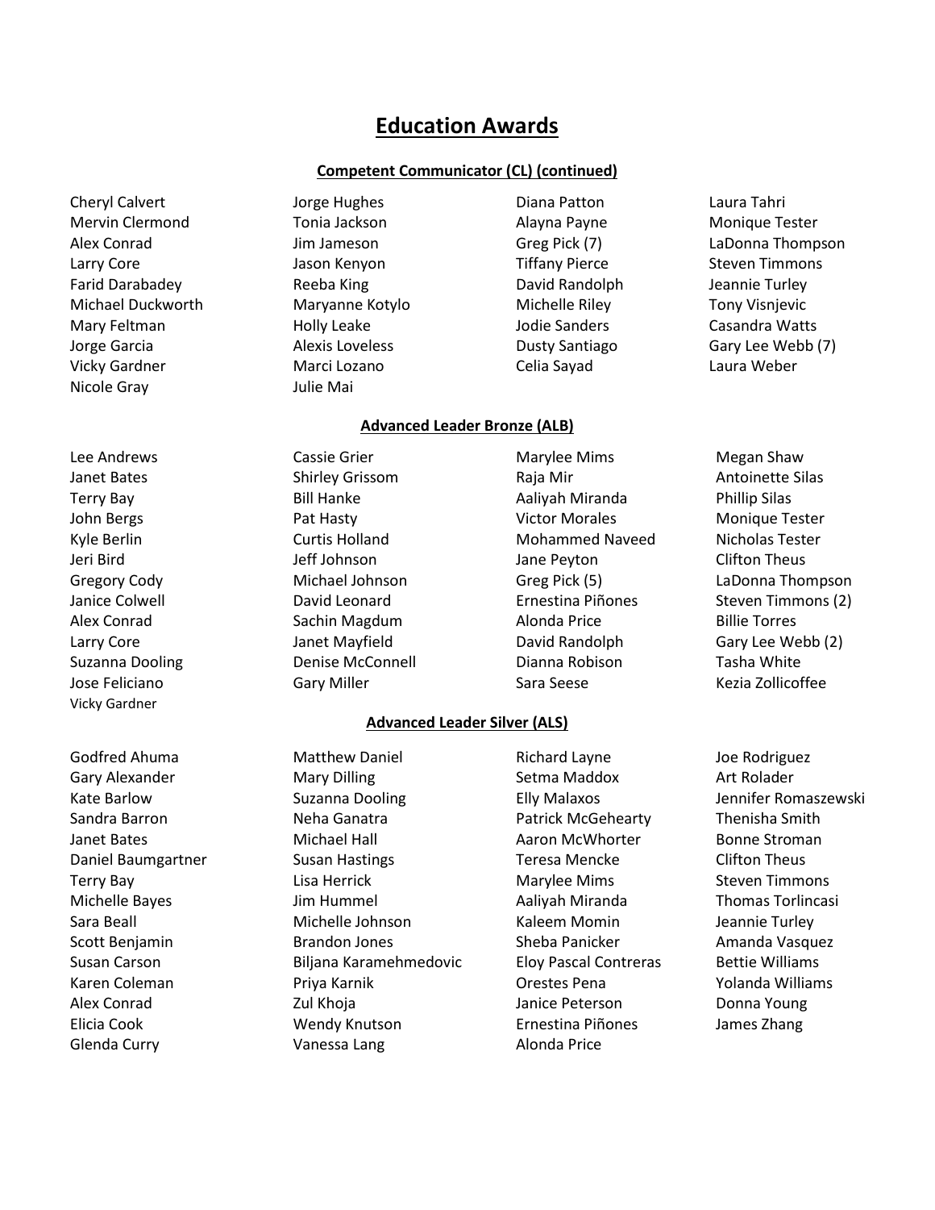# Education Awards

## Competent Communicator (CL) (continued)

Cheryl Calvert
Mervin Clermond
Alex Conrad
Larry Core
Farid Darabadey
Michael Duckworth
Mary Feltman
Jorge Garcia
Vicky Gardner
Nicole Gray
Jorge Hughes
Tonia Jackson
Jim Jameson
Jason Kenyon
Reeba King
Maryanne Kotylo
Holly Leake
Alexis Loveless
Marci Lozano
Julie Mai
Diana Patton
Alayna Payne
Greg Pick (7)
Tiffany Pierce
David Randolph
Michelle Riley
Jodie Sanders
Dusty Santiago
Celia Sayad
Laura Tahri
Monique Tester
LaDonna Thompson
Steven Timmons
Jeannie Turley
Tony Visnjevic
Casandra Watts
Gary Lee Webb (7)
Laura Weber

## Advanced Leader Bronze (ALB)

Lee Andrews
Janet Bates
Terry Bay
John Bergs
Kyle Berlin
Jeri Bird
Gregory Cody
Janice Colwell
Alex Conrad
Larry Core
Suzanna Dooling
Jose Feliciano
Vicky Gardner
Cassie Grier
Shirley Grissom
Bill Hanke
Pat Hasty
Curtis Holland
Jeff Johnson
Michael Johnson
David Leonard
Sachin Magdum
Janet Mayfield
Denise McConnell
Gary Miller
Marylee Mims
Raja Mir
Aaliyah Miranda
Victor Morales
Mohammed Naveed
Jane Peyton
Greg Pick (5)
Ernestina Piñones
Alonda Price
David Randolph
Dianna Robison
Sara Seese
Megan Shaw
Antoinette Silas
Phillip Silas
Monique Tester
Nicholas Tester
Clifton Theus
LaDonna Thompson
Steven Timmons (2)
Billie Torres
Gary Lee Webb (2)
Tasha White
Kezia Zollicoffee

## Advanced Leader Silver (ALS)

Godfred Ahuma
Gary Alexander
Kate Barlow
Sandra Barron
Janet Bates
Daniel Baumgartner
Terry Bay
Michelle Bayes
Sara Beall
Scott Benjamin
Susan Carson
Karen Coleman
Alex Conrad
Elicia Cook
Glenda Curry
Matthew Daniel
Mary Dilling
Suzanna Dooling
Neha Ganatra
Michael Hall
Susan Hastings
Lisa Herrick
Jim Hummel
Michelle Johnson
Brandon Jones
Biljana Karamehmedovic
Priya Karnik
Zul Khoja
Wendy Knutson
Vanessa Lang
Richard Layne
Setma Maddox
Elly Malaxos
Patrick McGehearty
Aaron McWhorter
Teresa Mencke
Marylee Mims
Aaliyah Miranda
Kaleem Momin
Sheba Panicker
Eloy Pascal Contreras
Orestes Pena
Janice Peterson
Ernestina Piñones
Alonda Price
Joe Rodriguez
Art Rolader
Jennifer Romaszewski
Thenisha Smith
Bonne Stroman
Clifton Theus
Steven Timmons
Thomas Torlincasi
Jeannie Turley
Amanda Vasquez
Bettie Williams
Yolanda Williams
Donna Young
James Zhang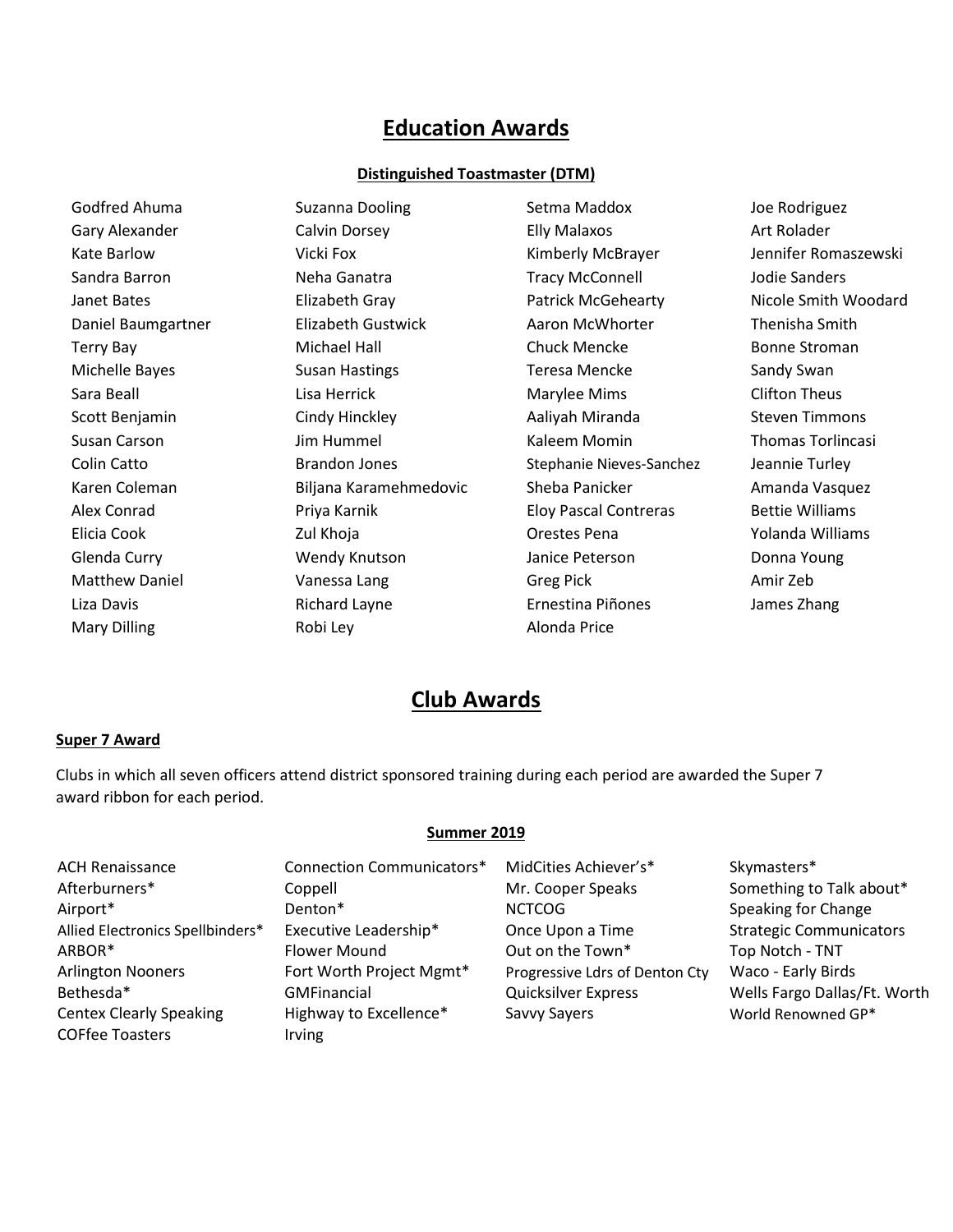# Education Awards

### Distinguished Toastmaster (DTM)

Godfred Ahuma
Gary Alexander
Kate Barlow
Sandra Barron
Janet Bates
Daniel Baumgartner
Terry Bay
Michelle Bayes
Sara Beall
Scott Benjamin
Susan Carson
Colin Catto
Karen Coleman
Alex Conrad
Elicia Cook
Glenda Curry
Matthew Daniel
Liza Davis
Mary Dilling
Suzanna Dooling
Calvin Dorsey
Vicki Fox
Neha Ganatra
Elizabeth Gray
Elizabeth Gustwick
Michael Hall
Susan Hastings
Lisa Herrick
Cindy Hinckley
Jim Hummel
Brandon Jones
Biljana Karamehmedovic
Priya Karnik
Zul Khoja
Wendy Knutson
Vanessa Lang
Richard Layne
Robi Ley
Setma Maddox
Elly Malaxos
Kimberly McBrayer
Tracy McConnell
Patrick McGehearty
Aaron McWhorter
Chuck Mencke
Teresa Mencke
Marylee Mims
Aaliyah Miranda
Kaleem Momin
Stephanie Nieves-Sanchez
Sheba Panicker
Eloy Pascal Contreras
Orestes Pena
Janice Peterson
Greg Pick
Ernestina Piñones
Alonda Price
Joe Rodriguez
Art Rolader
Jennifer Romaszewski
Jodie Sanders
Nicole Smith Woodard
Thenisha Smith
Bonne Stroman
Sandy Swan
Clifton Theus
Steven Timmons
Thomas Torlincasi
Jeannie Turley
Amanda Vasquez
Bettie Williams
Yolanda Williams
Donna Young
Amir Zeb
James Zhang

# Club Awards

### Super 7 Award

Clubs in which all seven officers attend district sponsored training during each period are awarded the Super 7 award ribbon for each period.

### Summer 2019

ACH Renaissance
Afterburners*
Airport*
Allied Electronics Spellbinders*
ARBOR*
Arlington Nooners
Bethesda*
Centex Clearly Speaking
COFfee Toasters
Connection Communicators*
Coppell
Denton*
Executive Leadership*
Flower Mound
Fort Worth Project Mgmt*
GMFinancial
Highway to Excellence*
Irving
MidCities Achiever's*
Mr. Cooper Speaks
NCTCOG
Once Upon a Time
Out on the Town*
Progressive Ldrs of Denton Cty
Quicksilver Express
Savvy Sayers
Skymasters*
Something to Talk about*
Speaking for Change
Strategic Communicators
Top Notch - TNT
Waco - Early Birds
Wells Fargo Dallas/Ft. Worth
World Renowned GP*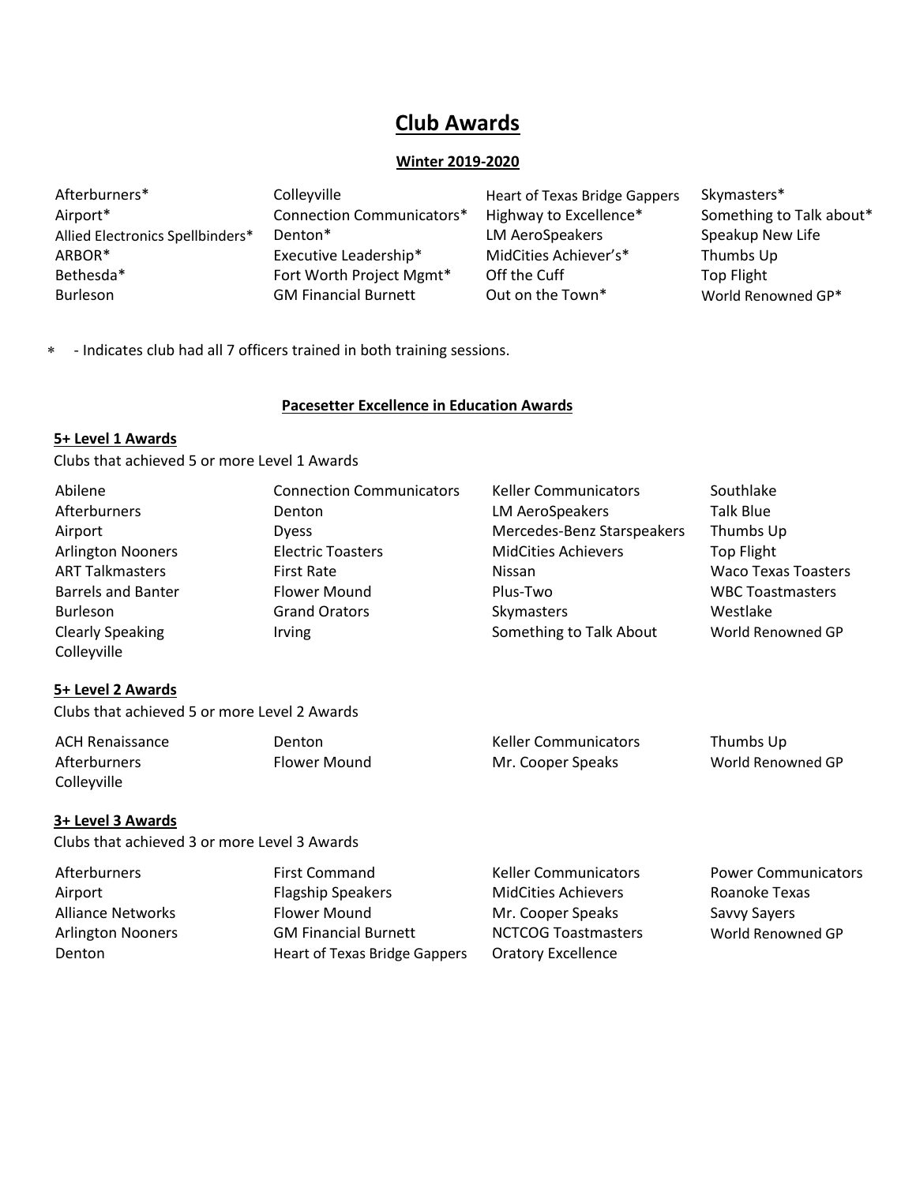# Club Awards

## Winter 2019-2020

Afterburners*
Airport*
Allied Electronics Spellbinders*
ARBOR*
Bethesda*
Burleson
Colleyville
Connection Communicators*
Denton*
Executive Leadership*
Fort Worth Project Mgmt*
GM Financial Burnett
Heart of Texas Bridge Gappers
Highway to Excellence*
LM AeroSpeakers
MidCities Achiever's*
Off the Cuff
Out on the Town*
Skymasters*
Something to Talk about*
Speakup New Life
Thumbs Up
Top Flight
World Renowned GP*

* - Indicates club had all 7 officers trained in both training sessions.

## Pacesetter Excellence in Education Awards

### 5+ Level 1 Awards

Clubs that achieved 5 or more Level 1 Awards

Abilene
Afterburners
Airport
Arlington Nooners
ART Talkmasters
Barrels and Banter
Burleson
Clearly Speaking
Colleyville
Connection Communicators
Denton
Dyess
Electric Toasters
First Rate
Flower Mound
Grand Orators
Irving
Keller Communicators
LM AeroSpeakers
Mercedes-Benz Starspeakers
MidCities Achievers
Nissan
Plus-Two
Skymasters
Something to Talk About
Southlake
Talk Blue
Thumbs Up
Top Flight
Waco Texas Toasters
WBC Toastmasters
Westlake
World Renowned GP

### 5+ Level 2 Awards

Clubs that achieved 5 or more Level 2 Awards

ACH Renaissance
Afterburners
Colleyville
Denton
Flower Mound
Keller Communicators
Mr. Cooper Speaks
Thumbs Up
World Renowned GP

### 3+ Level 3 Awards

Clubs that achieved 3 or more Level 3 Awards

Afterburners
Airport
Alliance Networks
Arlington Nooners
Denton
First Command
Flagship Speakers
Flower Mound
GM Financial Burnett
Heart of Texas Bridge Gappers
Keller Communicators
MidCities Achievers
Mr. Cooper Speaks
NCTCOG Toastmasters
Oratory Excellence
Power Communicators
Roanoke Texas
Savvy Sayers
World Renowned GP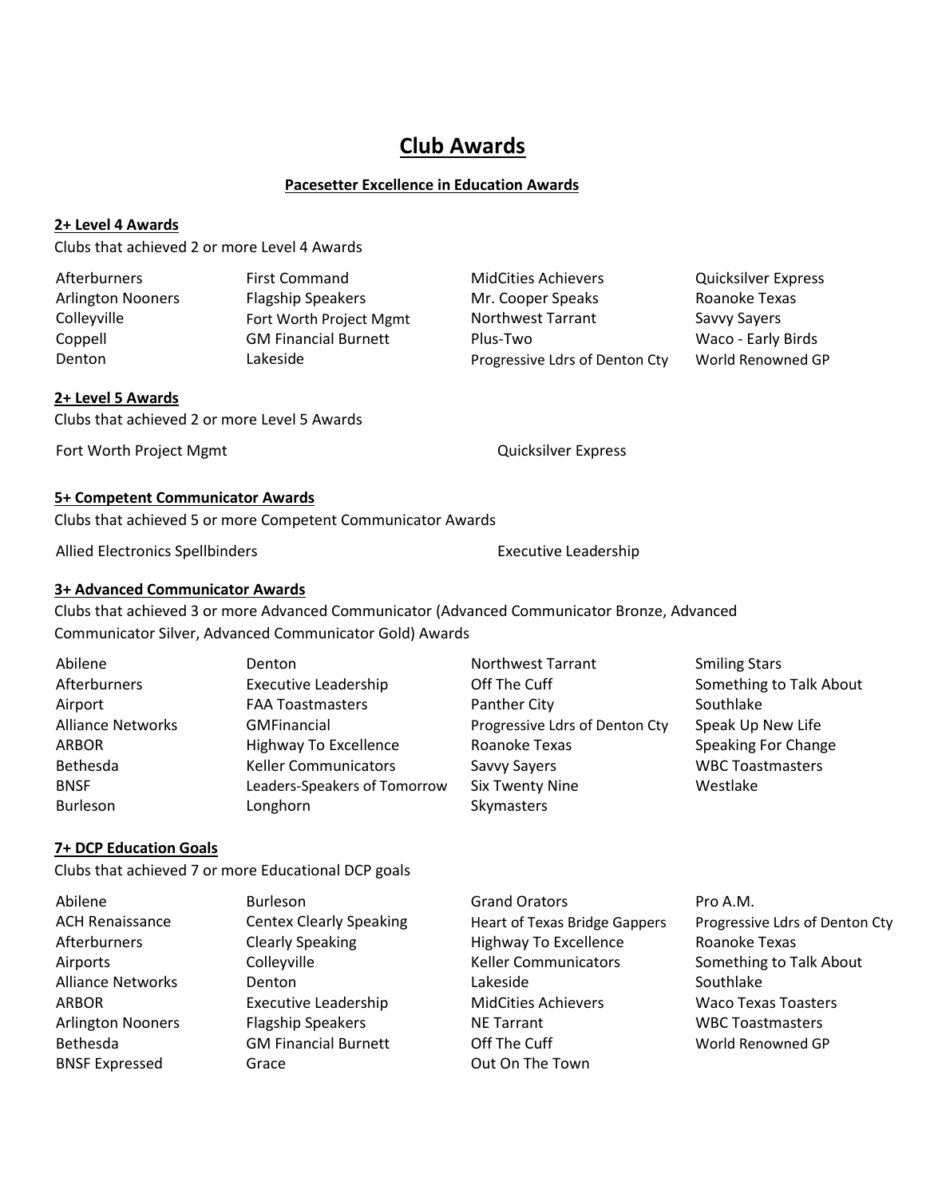# Club Awards

## Pacesetter Excellence in Education Awards

### 2+ Level 4 Awards

Clubs that achieved 2 or more Level 4 Awards

| | | | |
|---|---|---|---|
| Afterburners | First Command | MidCities Achievers | Quicksilver Express |
| Arlington Nooners | Flagship Speakers | Mr. Cooper Speaks | Roanoke Texas |
| Colleyville | Fort Worth Project Mgmt | Northwest Tarrant | Savvy Sayers |
| Coppell | GM Financial Burnett | Plus-Two | Waco - Early Birds |
| Denton | Lakeside | Progressive Ldrs of Denton Cty | World Renowned GP |

### 2+ Level 5 Awards

Clubs that achieved 2 or more Level 5 Awards

| | |
|---|---|
| Fort Worth Project Mgmt | Quicksilver Express |

### 5+ Competent Communicator Awards

Clubs that achieved 5 or more Competent Communicator Awards

| | |
|---|---|
| Allied Electronics Spellbinders | Executive Leadership |

### 3+ Advanced Communicator Awards

Clubs that achieved 3 or more Advanced Communicator (Advanced Communicator Bronze, Advanced Communicator Silver, Advanced Communicator Gold) Awards

| | | | |
|---|---|---|---|
| Abilene | Denton | Northwest Tarrant | Smiling Stars |
| Afterburners | Executive Leadership | Off The Cuff | Something to Talk About |
| Airport | FAA Toastmasters | Panther City | Southlake |
| Alliance Networks | GMFinancial | Progressive Ldrs of Denton Cty | Speak Up New Life |
| ARBOR | Highway To Excellence | Roanoke Texas | Speaking For Change |
| Bethesda | Keller Communicators | Savvy Sayers | WBC Toastmasters |
| BNSF | Leaders-Speakers of Tomorrow | Six Twenty Nine | Westlake |
| Burleson | Longhorn | Skymasters | |

### 7+ DCP Education Goals

Clubs that achieved 7 or more Educational DCP goals

| | | | |
|---|---|---|---|
| Abilene | Burleson | Grand Orators | Pro A.M. |
| ACH Renaissance | Centex Clearly Speaking | Heart of Texas Bridge Gappers | Progressive Ldrs of Denton Cty |
| Afterburners | Clearly Speaking | Highway To Excellence | Roanoke Texas |
| Airports | Colleyville | Keller Communicators | Something to Talk About |
| Alliance Networks | Denton | Lakeside | Southlake |
| ARBOR | Executive Leadership | MidCities Achievers | Waco Texas Toasters |
| Arlington Nooners | Flagship Speakers | NE Tarrant | WBC Toastmasters |
| Bethesda | GM Financial Burnett | Off The Cuff | World Renowned GP |
| BNSF Expressed | Grace | Out On The Town | |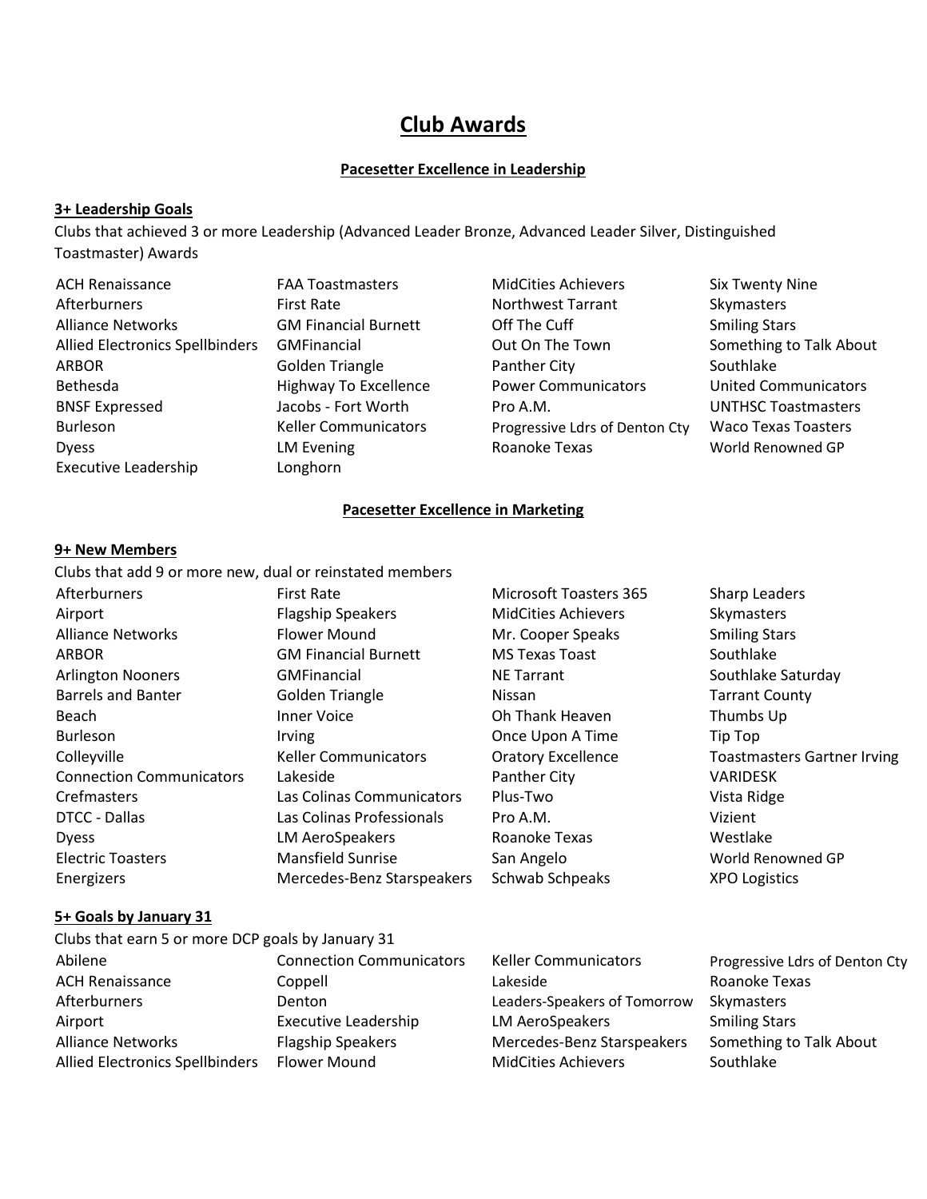# Club Awards

## Pacesetter Excellence in Leadership

### 3+ Leadership Goals

Clubs that achieved 3 or more Leadership (Advanced Leader Bronze, Advanced Leader Silver, Distinguished Toastmaster) Awards

| | | | |
|---|---|---|---|
| ACH Renaissance | FAA Toastmasters | MidCities Achievers | Six Twenty Nine |
| Afterburners | First Rate | Northwest Tarrant | Skymasters |
| Alliance Networks | GM Financial Burnett | Off The Cuff | Smiling Stars |
| Allied Electronics Spellbinders | GMFinancial | Out On The Town | Something to Talk About |
| ARBOR | Golden Triangle | Panther City | Southlake |
| Bethesda | Highway To Excellence | Power Communicators | United Communicators |
| BNSF Expressed | Jacobs - Fort Worth | Pro A.M. | UNTHSC Toastmasters |
| Burleson | Keller Communicators | Progressive Ldrs of Denton Cty | Waco Texas Toasters |
| Dyess | LM Evening | Roanoke Texas | World Renowned GP |
| Executive Leadership | Longhorn | | |

## Pacesetter Excellence in Marketing

### 9+ New Members

Clubs that add 9 or more new, dual or reinstated members

| | | | |
|---|---|---|---|
| Afterburners | First Rate | Microsoft Toasters 365 | Sharp Leaders |
| Airport | Flagship Speakers | MidCities Achievers | Skymasters |
| Alliance Networks | Flower Mound | Mr. Cooper Speaks | Smiling Stars |
| ARBOR | GM Financial Burnett | MS Texas Toast | Southlake |
| Arlington Nooners | GMFinancial | NE Tarrant | Southlake Saturday |
| Barrels and Banter | Golden Triangle | Nissan | Tarrant County |
| Beach | Inner Voice | Oh Thank Heaven | Thumbs Up |
| Burleson | Irving | Once Upon A Time | Tip Top |
| Colleyville | Keller Communicators | Oratory Excellence | Toastmasters Gartner Irving |
| Connection Communicators | Lakeside | Panther City | VARIDESK |
| Crefmasters | Las Colinas Communicators | Plus-Two | Vista Ridge |
| DTCC - Dallas | Las Colinas Professionals | Pro A.M. | Vizient |
| Dyess | LM AeroSpeakers | Roanoke Texas | Westlake |
| Electric Toasters | Mansfield Sunrise | San Angelo | World Renowned GP |
| Energizers | Mercedes-Benz Starspeakers | Schwab Schpeaks | XPO Logistics |

### 5+ Goals by January 31

Clubs that earn 5 or more DCP goals by January 31

| | | | |
|---|---|---|---|
| Abilene | Connection Communicators | Keller Communicators | Progressive Ldrs of Denton Cty |
| ACH Renaissance | Coppell | Lakeside | Roanoke Texas |
| Afterburners | Denton | Leaders-Speakers of Tomorrow | Skymasters |
| Airport | Executive Leadership | LM AeroSpeakers | Smiling Stars |
| Alliance Networks | Flagship Speakers | Mercedes-Benz Starspeakers | Something to Talk About |
| Allied Electronics Spellbinders | Flower Mound | MidCities Achievers | Southlake |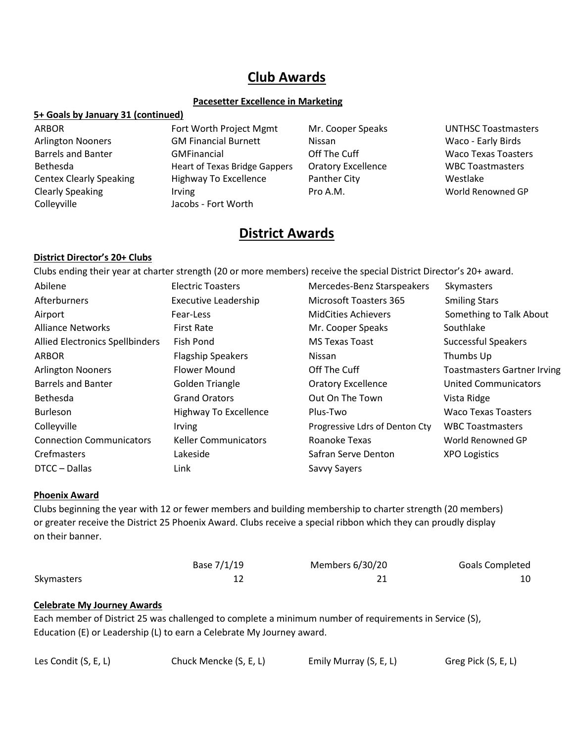# Club Awards

### Pacesetter Excellence in Marketing

**5+ Goals by January 31 (continued)**

- ARBOR
- Arlington Nooners
- Barrels and Banter
- Bethesda
- Centex Clearly Speaking
- Clearly Speaking
- Colleyville
- Fort Worth Project Mgmt
- GM Financial Burnett
- GMFinancial
- Heart of Texas Bridge Gappers
- Highway To Excellence
- Irving
- Jacobs - Fort Worth
- Mr. Cooper Speaks
- Nissan
- Off The Cuff
- Oratory Excellence
- Panther City
- Pro A.M.
- UNTHSC Toastmasters
- Waco - Early Birds
- Waco Texas Toasters
- WBC Toastmasters
- Westlake
- World Renowned GP

# District Awards

**District Director's 20+ Clubs**

Clubs ending their year at charter strength (20 or more members) receive the special District Director's 20+ award.

- Abilene
- Afterburners
- Airport
- Alliance Networks
- Allied Electronics Spellbinders
- ARBOR
- Arlington Nooners
- Barrels and Banter
- Bethesda
- Burleson
- Colleyville
- Connection Communicators
- Crefmasters
- DTCC – Dallas
- Electric Toasters
- Executive Leadership
- Fear-Less
- First Rate
- Fish Pond
- Flagship Speakers
- Flower Mound
- Golden Triangle
- Grand Orators
- Highway To Excellence
- Irving
- Keller Communicators
- Lakeside
- Link
- Mercedes-Benz Starspeakers
- Microsoft Toasters 365
- MidCities Achievers
- Mr. Cooper Speaks
- MS Texas Toast
- Nissan
- Off The Cuff
- Oratory Excellence
- Out On The Town
- Plus-Two
- Progressive Ldrs of Denton Cty
- Roanoke Texas
- Safran Serve Denton
- Savvy Sayers
- Skymasters
- Smiling Stars
- Something to Talk About
- Southlake
- Successful Speakers
- Thumbs Up
- Toastmasters Gartner Irving
- United Communicators
- Vista Ridge
- Waco Texas Toasters
- WBC Toastmasters
- World Renowned GP
- XPO Logistics

**Phoenix Award**

Clubs beginning the year with 12 or fewer members and building membership to charter strength (20 members) or greater receive the District 25 Phoenix Award. Clubs receive a special ribbon which they can proudly display on their banner.

| | Base 7/1/19 | Members 6/30/20 | Goals Completed |
|---|---|---|---|
| Skymasters | 12 | 21 | 10 |

**Celebrate My Journey Awards**

Each member of District 25 was challenged to complete a minimum number of requirements in Service (S), Education (E) or Leadership (L) to earn a Celebrate My Journey award.

- Les Condit (S, E, L)
- Chuck Mencke (S, E, L)
- Emily Murray (S, E, L)
- Greg Pick (S, E, L)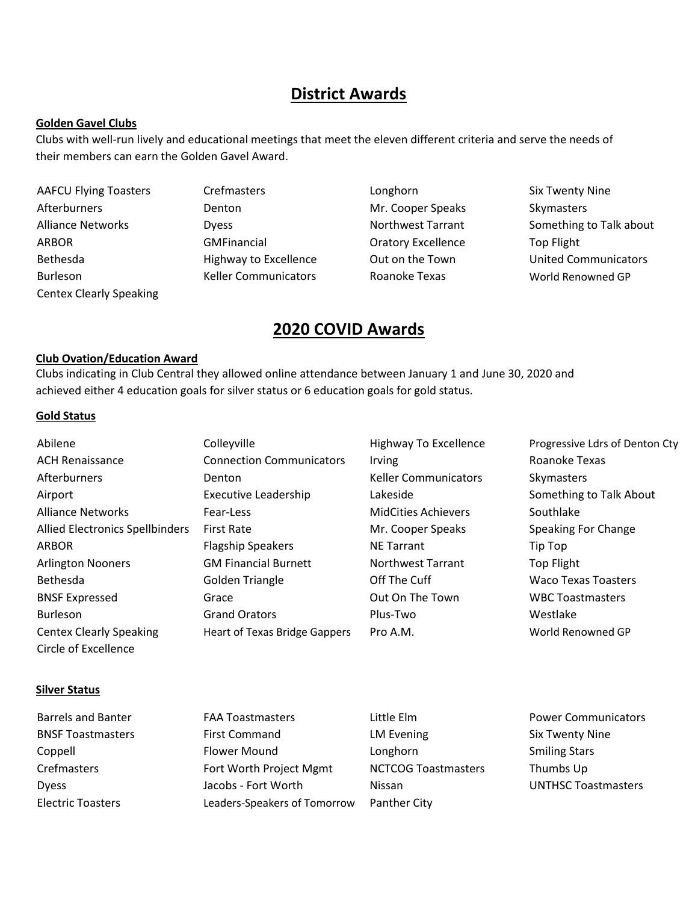# District Awards

**Golden Gavel Clubs**

Clubs with well-run lively and educational meetings that meet the eleven different criteria and serve the needs of their members can earn the Golden Gavel Award.

- AAFCU Flying Toasters
- Afterburners
- Alliance Networks
- ARBOR
- Bethesda
- Burleson
- Centex Clearly Speaking
- Crefmasters
- Denton
- Dyess
- GMFinancial
- Highway to Excellence
- Keller Communicators
- Longhorn
- Mr. Cooper Speaks
- Northwest Tarrant
- Oratory Excellence
- Out on the Town
- Roanoke Texas
- Six Twenty Nine
- Skymasters
- Something to Talk about
- Top Flight
- United Communicators
- World Renowned GP

# 2020 COVID Awards

**Club Ovation/Education Award**

Clubs indicating in Club Central they allowed online attendance between January 1 and June 30, 2020 and achieved either 4 education goals for silver status or 6 education goals for gold status.

**Gold Status**

- Abilene
- ACH Renaissance
- Afterburners
- Airport
- Alliance Networks
- Allied Electronics Spellbinders
- ARBOR
- Arlington Nooners
- Bethesda
- BNSF Expressed
- Burleson
- Centex Clearly Speaking
- Circle of Excellence
- Colleyville
- Connection Communicators
- Denton
- Executive Leadership
- Fear-Less
- First Rate
- Flagship Speakers
- GM Financial Burnett
- Golden Triangle
- Grace
- Grand Orators
- Heart of Texas Bridge Gappers
- Highway To Excellence
- Irving
- Keller Communicators
- Lakeside
- MidCities Achievers
- Mr. Cooper Speaks
- NE Tarrant
- Northwest Tarrant
- Off The Cuff
- Out On The Town
- Plus-Two
- Pro A.M.
- Progressive Ldrs of Denton Cty
- Roanoke Texas
- Skymasters
- Something to Talk About
- Southlake
- Speaking For Change
- Tip Top
- Top Flight
- Waco Texas Toasters
- WBC Toastmasters
- Westlake
- World Renowned GP

**Silver Status**

- Barrels and Banter
- BNSF Toastmasters
- Coppell
- Crefmasters
- Dyess
- Electric Toasters
- FAA Toastmasters
- First Command
- Flower Mound
- Fort Worth Project Mgmt
- Jacobs - Fort Worth
- Leaders-Speakers of Tomorrow
- Little Elm
- LM Evening
- Longhorn
- NCTCOG Toastmasters
- Nissan
- Panther City
- Power Communicators
- Six Twenty Nine
- Smiling Stars
- Thumbs Up
- UNTHSC Toastmasters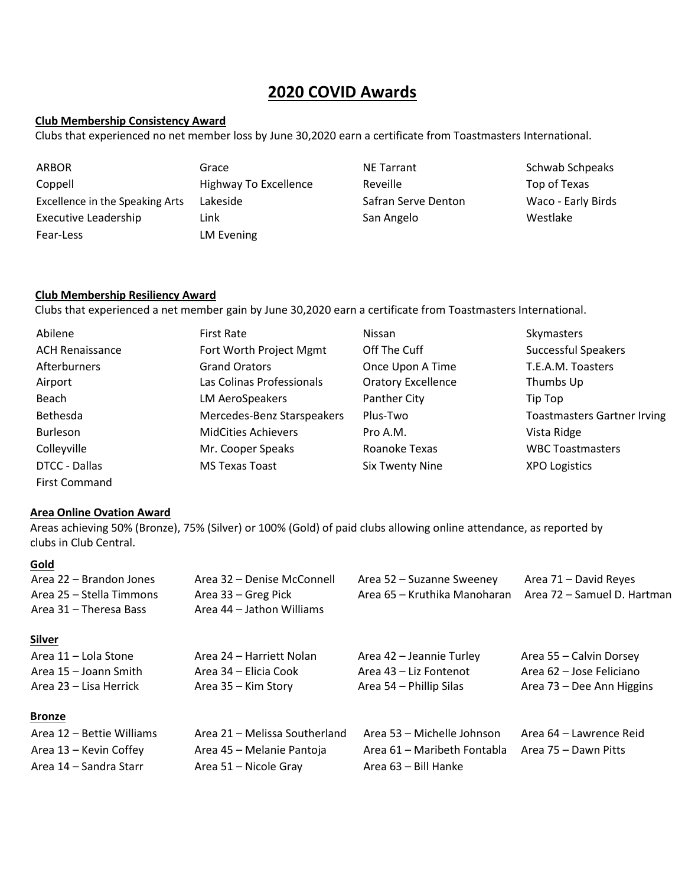# 2020 COVID Awards

**Club Membership Consistency Award**

Clubs that experienced no net member loss by June 30,2020 earn a certificate from Toastmasters International.

| | | | |
|---|---|---|---|
| ARBOR | Grace | NE Tarrant | Schwab Schpeaks |
| Coppell | Highway To Excellence | Reveille | Top of Texas |
| Excellence in the Speaking Arts | Lakeside | Safran Serve Denton | Waco - Early Birds |
| Executive Leadership | Link | San Angelo | Westlake |
| Fear-Less | LM Evening | | |

**Club Membership Resiliency Award**

Clubs that experienced a net member gain by June 30,2020 earn a certificate from Toastmasters International.

| | | | |
|---|---|---|---|
| Abilene | First Rate | Nissan | Skymasters |
| ACH Renaissance | Fort Worth Project Mgmt | Off The Cuff | Successful Speakers |
| Afterburners | Grand Orators | Once Upon A Time | T.E.A.M. Toasters |
| Airport | Las Colinas Professionals | Oratory Excellence | Thumbs Up |
| Beach | LM AeroSpeakers | Panther City | Tip Top |
| Bethesda | Mercedes-Benz Starspeakers | Plus-Two | Toastmasters Gartner Irving |
| Burleson | MidCities Achievers | Pro A.M. | Vista Ridge |
| Colleyville | Mr. Cooper Speaks | Roanoke Texas | WBC Toastmasters |
| DTCC - Dallas | MS Texas Toast | Six Twenty Nine | XPO Logistics |
| First Command | | | |

**Area Online Ovation Award**

Areas achieving 50% (Bronze), 75% (Silver) or 100% (Gold) of paid clubs allowing online attendance, as reported by clubs in Club Central.

**Gold**

| | | | |
|---|---|---|---|
| Area 22 – Brandon Jones | Area 32 – Denise McConnell | Area 52 – Suzanne Sweeney | Area 71 – David Reyes |
| Area 25 – Stella Timmons | Area 33 – Greg Pick | Area 65 – Kruthika Manoharan | Area 72 – Samuel D. Hartman |
| Area 31 – Theresa Bass | Area 44 – Jathon Williams | | |

**Silver**

| | | | |
|---|---|---|---|
| Area 11 – Lola Stone | Area 24 – Harriett Nolan | Area 42 – Jeannie Turley | Area 55 – Calvin Dorsey |
| Area 15 – Joann Smith | Area 34 – Elicia Cook | Area 43 – Liz Fontenot | Area 62 – Jose Feliciano |
| Area 23 – Lisa Herrick | Area 35 – Kim Story | Area 54 – Phillip Silas | Area 73 – Dee Ann Higgins |

**Bronze**

| | | | |
|---|---|---|---|
| Area 12 – Bettie Williams | Area 21 – Melissa Southerland | Area 53 – Michelle Johnson | Area 64 – Lawrence Reid |
| Area 13 – Kevin Coffey | Area 45 – Melanie Pantoja | Area 61 – Maribeth Fontabla | Area 75 – Dawn Pitts |
| Area 14 – Sandra Starr | Area 51 – Nicole Gray | Area 63 – Bill Hanke | |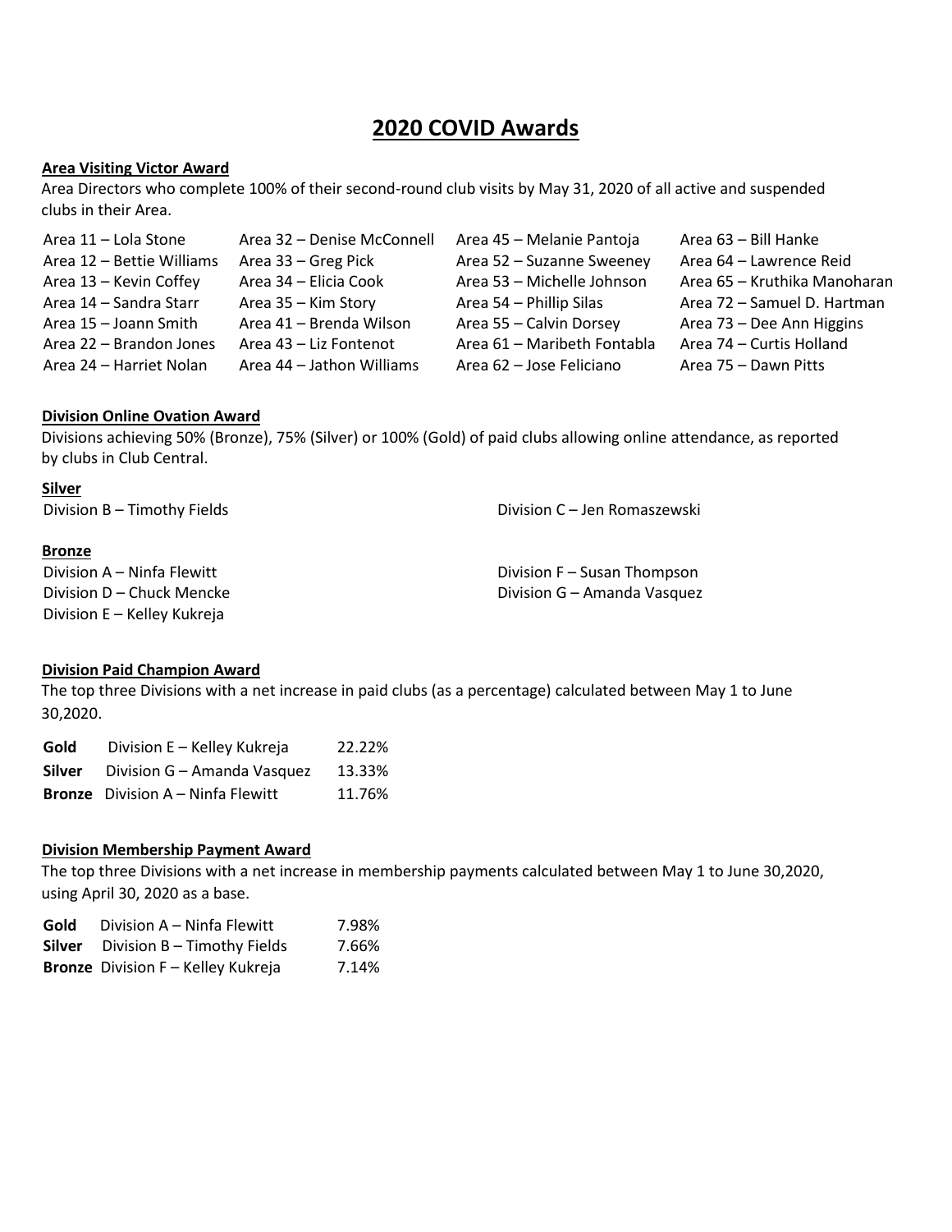# 2020 COVID Awards

**Area Visiting Victor Award**

Area Directors who complete 100% of their second-round club visits by May 31, 2020 of all active and suspended clubs in their Area.

| | | | |
|---|---|---|---|
| Area 11 – Lola Stone | Area 32 – Denise McConnell | Area 45 – Melanie Pantoja | Area 63 – Bill Hanke |
| Area 12 – Bettie Williams | Area 33 – Greg Pick | Area 52 – Suzanne Sweeney | Area 64 – Lawrence Reid |
| Area 13 – Kevin Coffey | Area 34 – Elicia Cook | Area 53 – Michelle Johnson | Area 65 – Kruthika Manoharan |
| Area 14 – Sandra Starr | Area 35 – Kim Story | Area 54 – Phillip Silas | Area 72 – Samuel D. Hartman |
| Area 15 – Joann Smith | Area 41 – Brenda Wilson | Area 55 – Calvin Dorsey | Area 73 – Dee Ann Higgins |
| Area 22 – Brandon Jones | Area 43 – Liz Fontenot | Area 61 – Maribeth Fontabla | Area 74 – Curtis Holland |
| Area 24 – Harriet Nolan | Area 44 – Jathon Williams | Area 62 – Jose Feliciano | Area 75 – Dawn Pitts |

**Division Online Ovation Award**

Divisions achieving 50% (Bronze), 75% (Silver) or 100% (Gold) of paid clubs allowing online attendance, as reported by clubs in Club Central.

**Silver**

Division B – Timothy Fields

Division C – Jen Romaszewski

**Bronze**

Division A – Ninfa Flewitt

Division D – Chuck Mencke

Division E – Kelley Kukreja

Division F – Susan Thompson

Division G – Amanda Vasquez

**Division Paid Champion Award**

The top three Divisions with a net increase in paid clubs (as a percentage) calculated between May 1 to June 30,2020.

| | | |
|---|---|---|
| **Gold** | Division E – Kelley Kukreja | 22.22% |
| **Silver** | Division G – Amanda Vasquez | 13.33% |
| **Bronze** | Division A – Ninfa Flewitt | 11.76% |

**Division Membership Payment Award**

The top three Divisions with a net increase in membership payments calculated between May 1 to June 30,2020, using April 30, 2020 as a base.

| | | |
|---|---|---|
| **Gold** | Division A – Ninfa Flewitt | 7.98% |
| **Silver** | Division B – Timothy Fields | 7.66% |
| **Bronze** | Division F – Kelley Kukreja | 7.14% |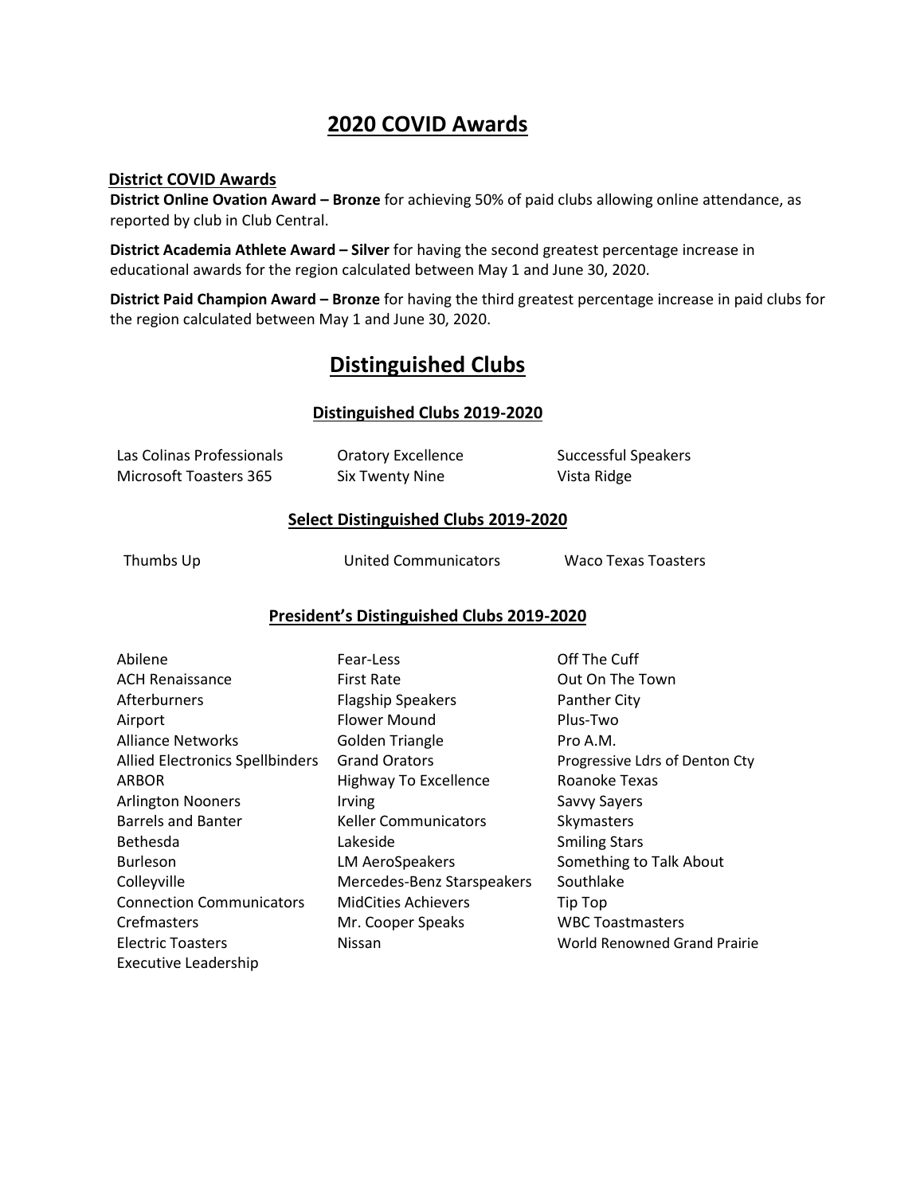# 2020 COVID Awards

## District COVID Awards

**District Online Ovation Award – Bronze** for achieving 50% of paid clubs allowing online attendance, as reported by club in Club Central.

**District Academia Athlete Award – Silver** for having the second greatest percentage increase in educational awards for the region calculated between May 1 and June 30, 2020.

**District Paid Champion Award – Bronze** for having the third greatest percentage increase in paid clubs for the region calculated between May 1 and June 30, 2020.

# Distinguished Clubs

## Distinguished Clubs 2019-2020

- Las Colinas Professionals
- Microsoft Toasters 365
- Oratory Excellence
- Six Twenty Nine
- Successful Speakers
- Vista Ridge

## Select Distinguished Clubs 2019-2020

- Thumbs Up
- United Communicators
- Waco Texas Toasters

## President's Distinguished Clubs 2019-2020

- Abilene
- ACH Renaissance
- Afterburners
- Airport
- Alliance Networks
- Allied Electronics Spellbinders
- ARBOR
- Arlington Nooners
- Barrels and Banter
- Bethesda
- Burleson
- Colleyville
- Connection Communicators
- Crefmasters
- Electric Toasters
- Executive Leadership
- Fear-Less
- First Rate
- Flagship Speakers
- Flower Mound
- Golden Triangle
- Grand Orators
- Highway To Excellence
- Irving
- Keller Communicators
- Lakeside
- LM AeroSpeakers
- Mercedes-Benz Starspeakers
- MidCities Achievers
- Mr. Cooper Speaks
- Nissan
- Off The Cuff
- Out On The Town
- Panther City
- Plus-Two
- Pro A.M.
- Progressive Ldrs of Denton Cty
- Roanoke Texas
- Savvy Sayers
- Skymasters
- Smiling Stars
- Something to Talk About
- Southlake
- Tip Top
- WBC Toastmasters
- World Renowned Grand Prairie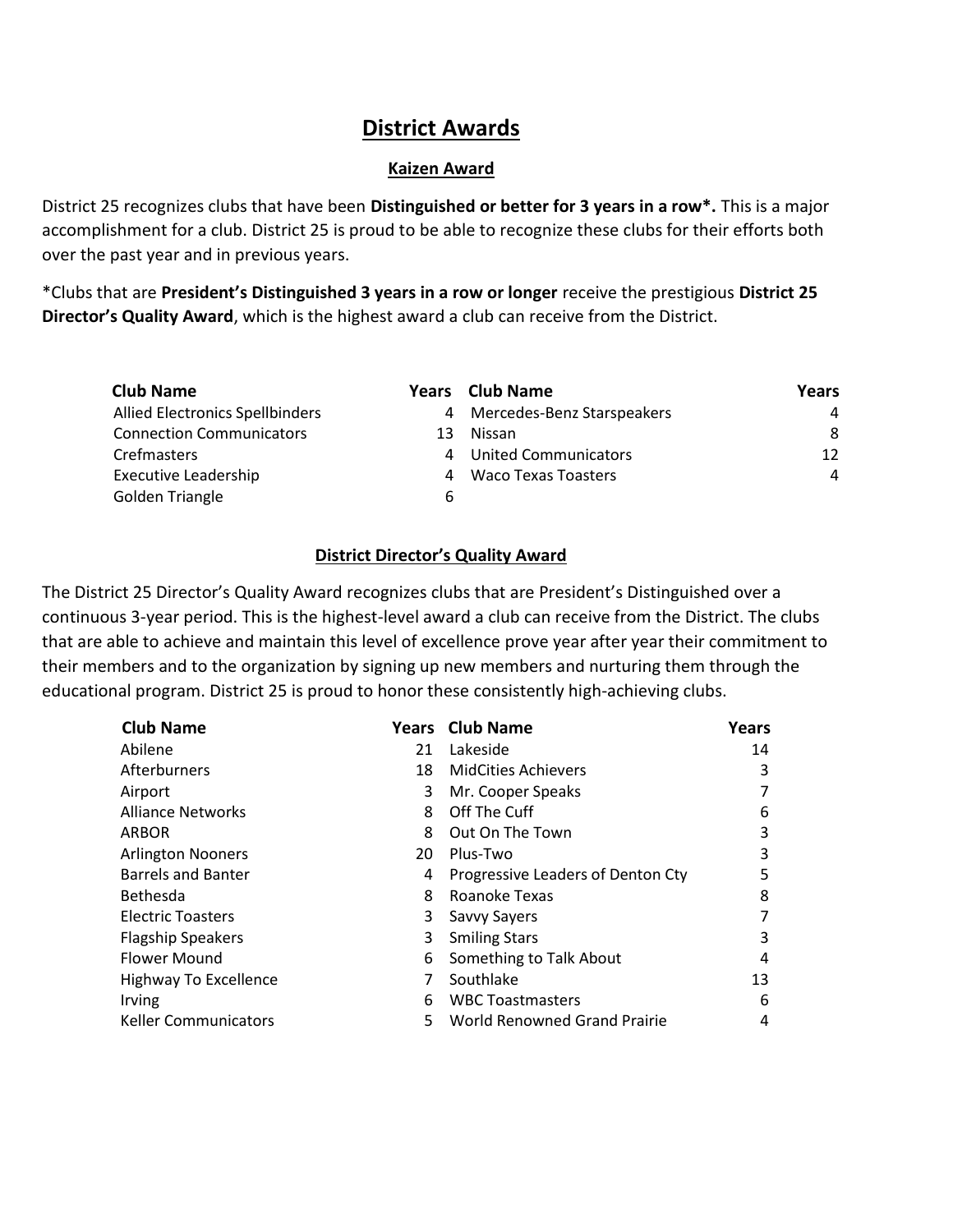# District Awards

## Kaizen Award

District 25 recognizes clubs that have been **Distinguished or better for 3 years in a row*.** This is a major accomplishment for a club. District 25 is proud to be able to recognize these clubs for their efforts both over the past year and in previous years.

*Clubs that are **President's Distinguished 3 years in a row or longer** receive the prestigious **District 25 Director's Quality Award**, which is the highest award a club can receive from the District.

| Club Name | Years | Club Name | Years |
|---|---|---|---|
| Allied Electronics Spellbinders | 4 | Mercedes-Benz Starspeakers | 4 |
| Connection Communicators | 13 | Nissan | 8 |
| Crefmasters | 4 | United Communicators | 12 |
| Executive Leadership | 4 | Waco Texas Toasters | 4 |
| Golden Triangle | 6 | | |

## District Director's Quality Award

The District 25 Director's Quality Award recognizes clubs that are President's Distinguished over a continuous 3-year period. This is the highest-level award a club can receive from the District. The clubs that are able to achieve and maintain this level of excellence prove year after year their commitment to their members and to the organization by signing up new members and nurturing them through the educational program. District 25 is proud to honor these consistently high-achieving clubs.

| Club Name | Years | Club Name | Years |
|---|---|---|---|
| Abilene | 21 | Lakeside | 14 |
| Afterburners | 18 | MidCities Achievers | 3 |
| Airport | 3 | Mr. Cooper Speaks | 7 |
| Alliance Networks | 8 | Off The Cuff | 6 |
| ARBOR | 8 | Out On The Town | 3 |
| Arlington Nooners | 20 | Plus-Two | 3 |
| Barrels and Banter | 4 | Progressive Leaders of Denton Cty | 5 |
| Bethesda | 8 | Roanoke Texas | 8 |
| Electric Toasters | 3 | Savvy Sayers | 7 |
| Flagship Speakers | 3 | Smiling Stars | 3 |
| Flower Mound | 6 | Something to Talk About | 4 |
| Highway To Excellence | 7 | Southlake | 13 |
| Irving | 6 | WBC Toastmasters | 6 |
| Keller Communicators | 5 | World Renowned Grand Prairie | 4 |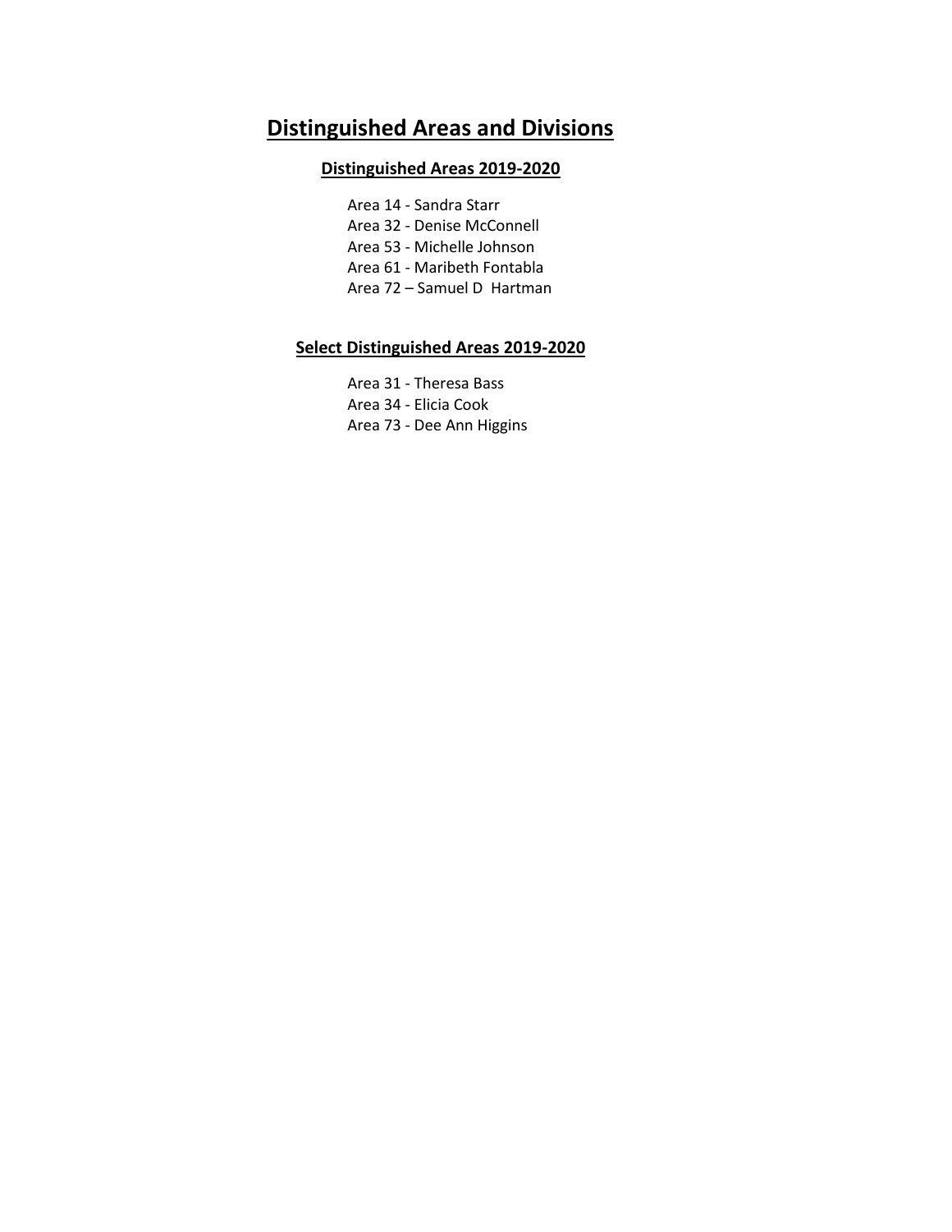# Distinguished Areas and Divisions

## Distinguished Areas 2019-2020

Area 14 - Sandra Starr
Area 32 - Denise McConnell
Area 53 - Michelle Johnson
Area 61 - Maribeth Fontabla
Area 72 – Samuel D Hartman

## Select Distinguished Areas 2019-2020

Area 31 - Theresa Bass
Area 34 - Elicia Cook
Area 73 - Dee Ann Higgins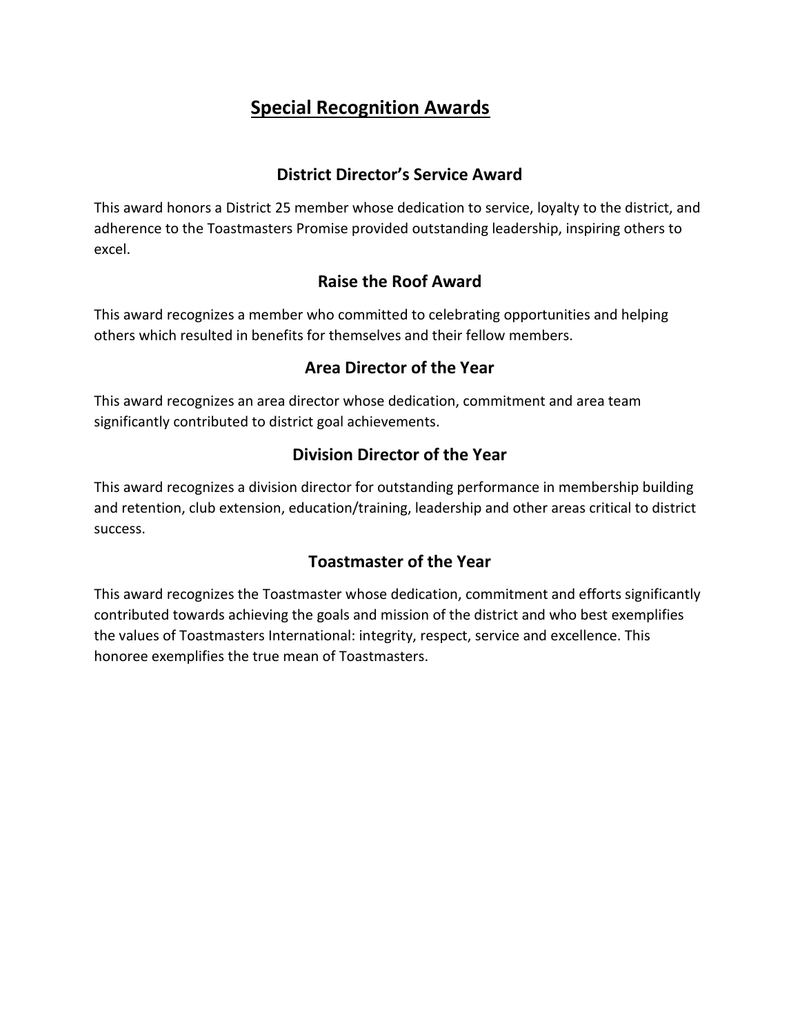# Special Recognition Awards

## District Director's Service Award

This award honors a District 25 member whose dedication to service, loyalty to the district, and adherence to the Toastmasters Promise provided outstanding leadership, inspiring others to excel.

## Raise the Roof Award

This award recognizes a member who committed to celebrating opportunities and helping others which resulted in benefits for themselves and their fellow members.

## Area Director of the Year

This award recognizes an area director whose dedication, commitment and area team significantly contributed to district goal achievements.

## Division Director of the Year

This award recognizes a division director for outstanding performance in membership building and retention, club extension, education/training, leadership and other areas critical to district success.

## Toastmaster of the Year

This award recognizes the Toastmaster whose dedication, commitment and efforts significantly contributed towards achieving the goals and mission of the district and who best exemplifies the values of Toastmasters International: integrity, respect, service and excellence. This honoree exemplifies the true mean of Toastmasters.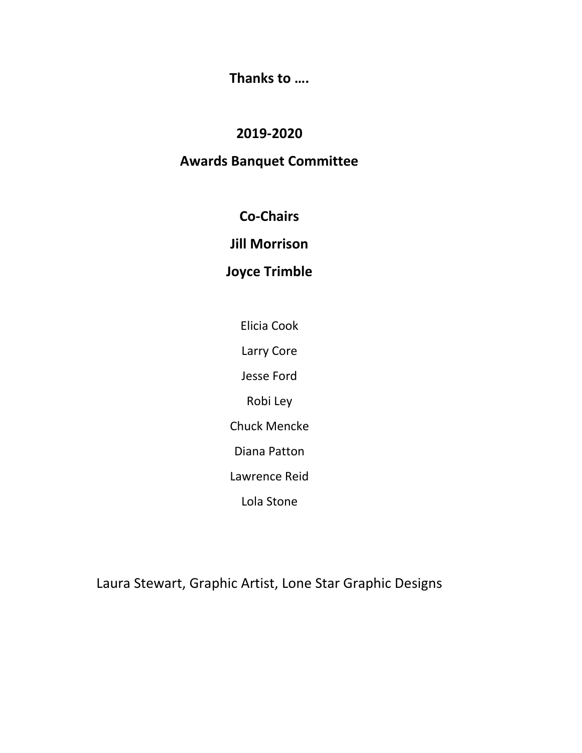**Thanks to ….**

**2019-2020**

**Awards Banquet Committee**

**Co-Chairs**

**Jill Morrison**

**Joyce Trimble**

Elicia Cook

Larry Core

Jesse Ford

Robi Ley

Chuck Mencke

Diana Patton

Lawrence Reid

Lola Stone

Laura Stewart, Graphic Artist, Lone Star Graphic Designs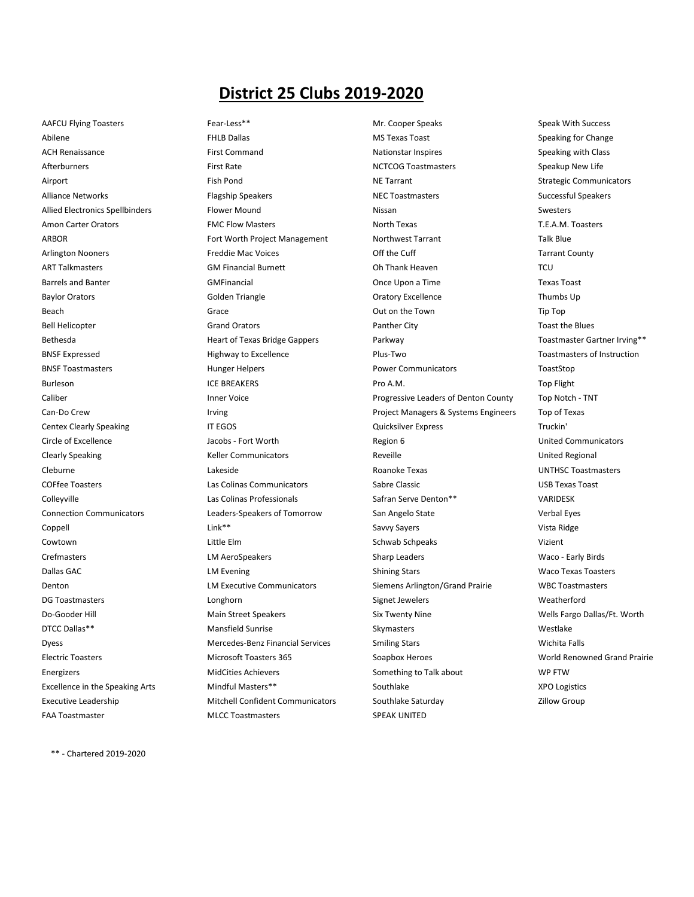# District 25 Clubs 2019-2020

AAFCU Flying Toasters
Abilene
ACH Renaissance
Afterburners
Airport
Alliance Networks
Allied Electronics Spellbinders
Amon Carter Orators
ARBOR
Arlington Nooners
ART Talkmasters
Barrels and Banter
Baylor Orators
Beach
Bell Helicopter
Bethesda
BNSF Expressed
BNSF Toastmasters
Burleson
Caliber
Can-Do Crew
Centex Clearly Speaking
Circle of Excellence
Clearly Speaking
Cleburne
COFfee Toasters
Colleyville
Connection Communicators
Coppell
Cowtown
Crefmasters
Dallas GAC
Denton
DG Toastmasters
Do-Gooder Hill
DTCC Dallas**
Dyess
Electric Toasters
Energizers
Excellence in the Speaking Arts
Executive Leadership
FAA Toastmaster
Fear-Less**
FHLB Dallas
First Command
First Rate
Fish Pond
Flagship Speakers
Flower Mound
FMC Flow Masters
Fort Worth Project Management
Freddie Mac Voices
GM Financial Burnett
GMFinancial
Golden Triangle
Grace
Grand Orators
Heart of Texas Bridge Gappers
Highway to Excellence
Hunger Helpers
ICE BREAKERS
Inner Voice
Irving
IT EGOS
Jacobs - Fort Worth
Keller Communicators
Lakeside
Las Colinas Communicators
Las Colinas Professionals
Leaders-Speakers of Tomorrow
Link**
Little Elm
LM AeroSpeakers
LM Evening
LM Executive Communicators
Longhorn
Main Street Speakers
Mansfield Sunrise
Mercedes-Benz Financial Services
Microsoft Toasters 365
MidCities Achievers
Mindful Masters**
Mitchell Confident Communicators
MLCC Toastmasters
Mr. Cooper Speaks
MS Texas Toast
Nationstar Inspires
NCTCOG Toastmasters
NE Tarrant
NEC Toastmasters
Nissan
North Texas
Northwest Tarrant
Off the Cuff
Oh Thank Heaven
Once Upon a Time
Oratory Excellence
Out on the Town
Panther City
Parkway
Plus-Two
Power Communicators
Pro A.M.
Progressive Leaders of Denton County
Project Managers & Systems Engineers
Quicksilver Express
Region 6
Reveille
Roanoke Texas
Sabre Classic
Safran Serve Denton**
San Angelo State
Savvy Sayers
Schwab Schpeaks
Sharp Leaders
Shining Stars
Siemens Arlington/Grand Prairie
Signet Jewelers
Six Twenty Nine
Skymasters
Smiling Stars
Soapbox Heroes
Something to Talk about
Southlake
Southlake Saturday
SPEAK UNITED
Speak With Success
Speaking for Change
Speaking with Class
Speakup New Life
Strategic Communicators
Successful Speakers
Swesters
T.E.A.M. Toasters
Talk Blue
Tarrant County
TCU
Texas Toast
Thumbs Up
Tip Top
Toast the Blues
Toastmaster Gartner Irving**
Toastmasters of Instruction
ToastStop
Top Flight
Top Notch - TNT
Top of Texas
Truckin'
United Communicators
United Regional
UNTHSC Toastmasters
USB Texas Toast
VARIDESK
Verbal Eyes
Vista Ridge
Vizient
Waco - Early Birds
Waco Texas Toasters
WBC Toastmasters
Weatherford
Wells Fargo Dallas/Ft. Worth
Westlake
Wichita Falls
World Renowned Grand Prairie
WP FTW
XPO Logistics
Zillow Group

** - Chartered 2019-2020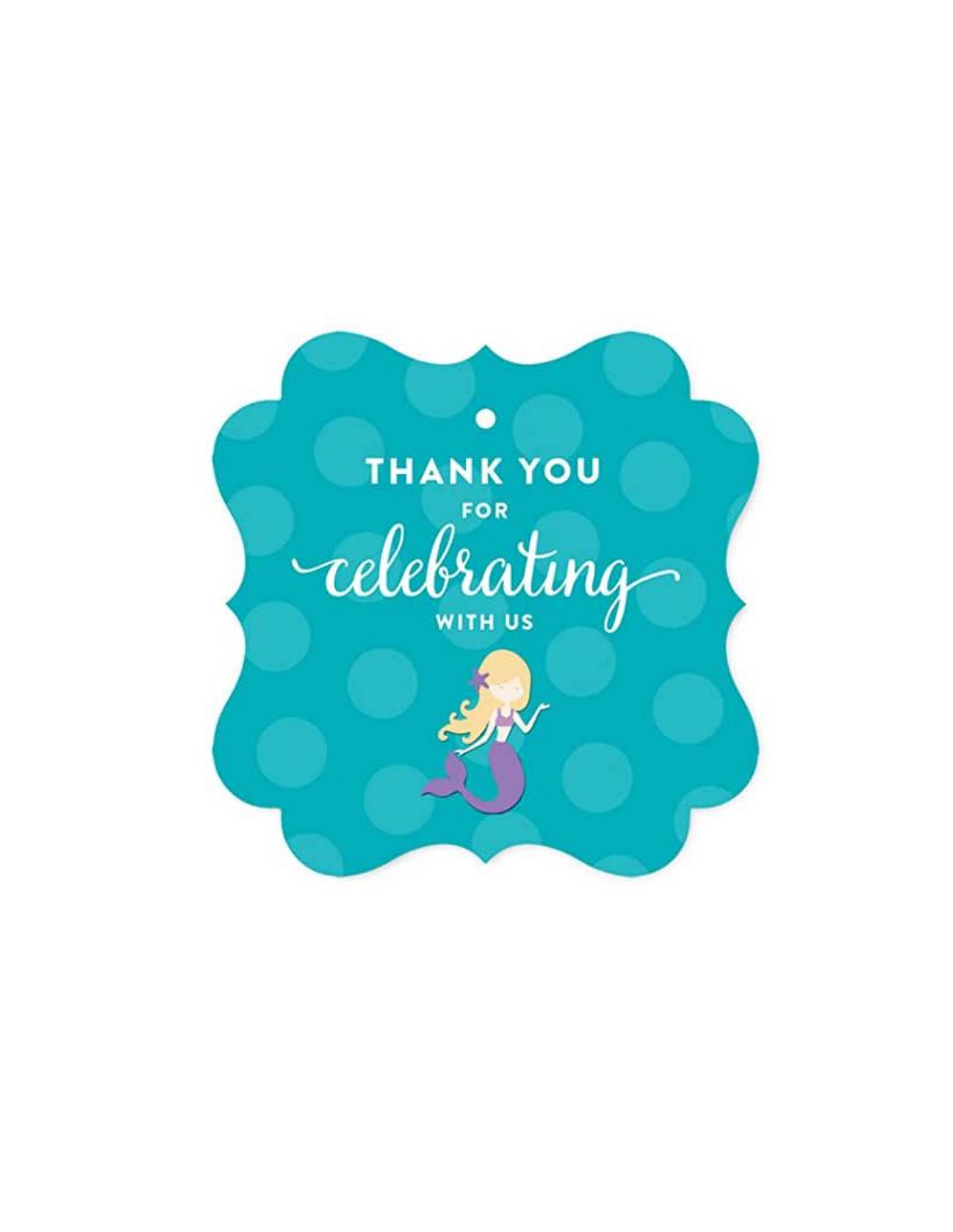THANK YOU
FOR
*celebrating*
WITH US